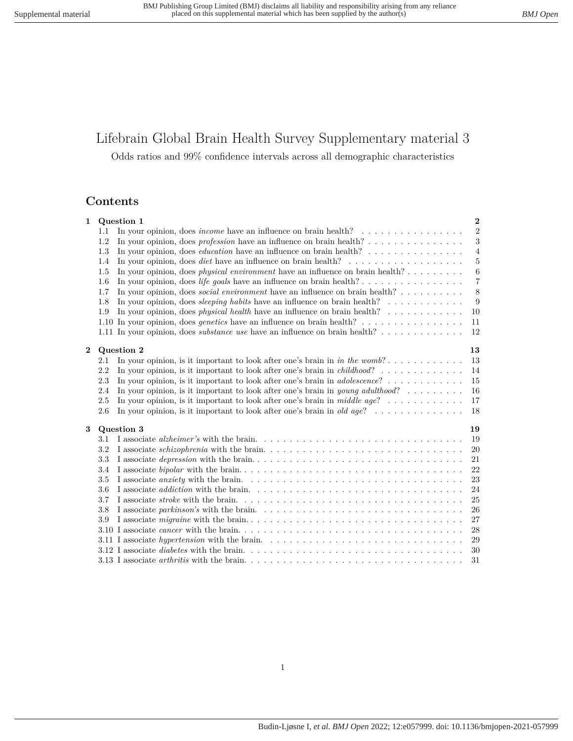# Lifebrain Global Brain Health Survey Supplementary material 3

Odds ratios and 99% confidence intervals across all demographic characteristics

## Contents

**1 Question 1** — **2**
- 1.1 In your opinion, does *income* have an influence on brain health? — 2
- 1.2 In your opinion, does *profession* have an influence on brain health? — 3
- 1.3 In your opinion, does *education* have an influence on brain health? — 4
- 1.4 In your opinion, does *diet* have an influence on brain health? — 5
- 1.5 In your opinion, does *physical environment* have an influence on brain health? — 6
- 1.6 In your opinion, does *life goals* have an influence on brain health? — 7
- 1.7 In your opinion, does *social environment* have an influence on brain health? — 8
- 1.8 In your opinion, does *sleeping habits* have an influence on brain health? — 9
- 1.9 In your opinion, does *physical health* have an influence on brain health? — 10
- 1.10 In your opinion, does *genetics* have an influence on brain health? — 11
- 1.11 In your opinion, does *substance use* have an influence on brain health? — 12

**2 Question 2** — **13**
- 2.1 In your opinion, is it important to look after one's brain in *in the womb*? — 13
- 2.2 In your opinion, is it important to look after one's brain in *childhood*? — 14
- 2.3 In your opinion, is it important to look after one's brain in *adolescence*? — 15
- 2.4 In your opinion, is it important to look after one's brain in *young adulthood*? — 16
- 2.5 In your opinion, is it important to look after one's brain in *middle age*? — 17
- 2.6 In your opinion, is it important to look after one's brain in *old age*? — 18

**3 Question 3** — **19**
- 3.1 I associate *alzheimer's* with the brain. — 19
- 3.2 I associate *schizophrenia* with the brain. — 20
- 3.3 I associate *depression* with the brain. — 21
- 3.4 I associate *bipolar* with the brain. — 22
- 3.5 I associate *anxiety* with the brain. — 23
- 3.6 I associate *addiction* with the brain. — 24
- 3.7 I associate *stroke* with the brain. — 25
- 3.8 I associate *parkinson's* with the brain. — 26
- 3.9 I associate *migraine* with the brain. — 27
- 3.10 I associate *cancer* with the brain. — 28
- 3.11 I associate *hypertension* with the brain. — 29
- 3.12 I associate *diabetes* with the brain. — 30
- 3.13 I associate *arthritis* with the brain. — 31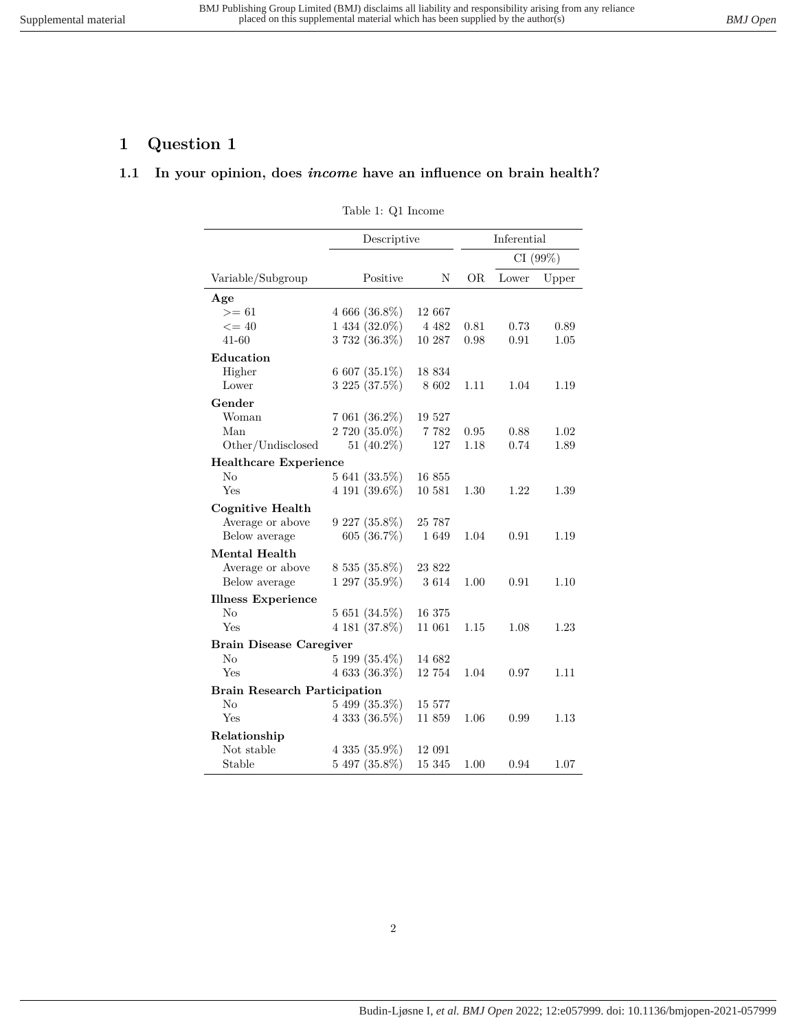# 1 Question 1

## 1.1 In your opinion, does *income* have an influence on brain health?

Table 1: Q1 Income

| | Descriptive | | Inferential | | |
|---|---|---|---|---|---|
| | | | | CI (99%) | |
| Variable/Subgroup | Positive | N | OR | Lower | Upper |
| **Age** | | | | | |
| >= 61 | 4 666 (36.8%) | 12 667 | | | |
| <= 40 | 1 434 (32.0%) | 4 482 | 0.81 | 0.73 | 0.89 |
| 41-60 | 3 732 (36.3%) | 10 287 | 0.98 | 0.91 | 1.05 |
| **Education** | | | | | |
| Higher | 6 607 (35.1%) | 18 834 | | | |
| Lower | 3 225 (37.5%) | 8 602 | 1.11 | 1.04 | 1.19 |
| **Gender** | | | | | |
| Woman | 7 061 (36.2%) | 19 527 | | | |
| Man | 2 720 (35.0%) | 7 782 | 0.95 | 0.88 | 1.02 |
| Other/Undisclosed | 51 (40.2%) | 127 | 1.18 | 0.74 | 1.89 |
| **Healthcare Experience** | | | | | |
| No | 5 641 (33.5%) | 16 855 | | | |
| Yes | 4 191 (39.6%) | 10 581 | 1.30 | 1.22 | 1.39 |
| **Cognitive Health** | | | | | |
| Average or above | 9 227 (35.8%) | 25 787 | | | |
| Below average | 605 (36.7%) | 1 649 | 1.04 | 0.91 | 1.19 |
| **Mental Health** | | | | | |
| Average or above | 8 535 (35.8%) | 23 822 | | | |
| Below average | 1 297 (35.9%) | 3 614 | 1.00 | 0.91 | 1.10 |
| **Illness Experience** | | | | | |
| No | 5 651 (34.5%) | 16 375 | | | |
| Yes | 4 181 (37.8%) | 11 061 | 1.15 | 1.08 | 1.23 |
| **Brain Disease Caregiver** | | | | | |
| No | 5 199 (35.4%) | 14 682 | | | |
| Yes | 4 633 (36.3%) | 12 754 | 1.04 | 0.97 | 1.11 |
| **Brain Research Participation** | | | | | |
| No | 5 499 (35.3%) | 15 577 | | | |
| Yes | 4 333 (36.5%) | 11 859 | 1.06 | 0.99 | 1.13 |
| **Relationship** | | | | | |
| Not stable | 4 335 (35.9%) | 12 091 | | | |
| Stable | 5 497 (35.8%) | 15 345 | 1.00 | 0.94 | 1.07 |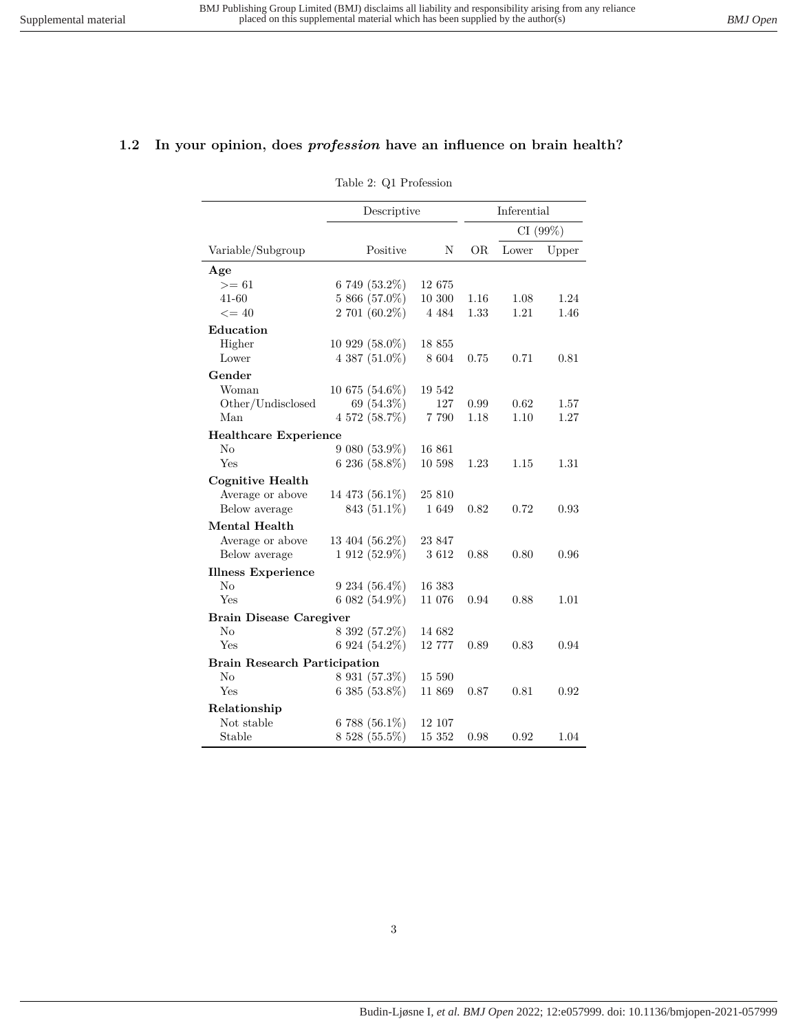## 1.2 In your opinion, does *profession* have an influence on brain health?

Table 2: Q1 Profession

| | Descriptive | | Inferential | | |
|---|---|---|---|---|---|
| | | | | CI (99%) | |
| Variable/Subgroup | Positive | N | OR | Lower | Upper |
| **Age** | | | | | |
| >= 61 | 6 749 (53.2%) | 12 675 | | | |
| 41-60 | 5 866 (57.0%) | 10 300 | 1.16 | 1.08 | 1.24 |
| <= 40 | 2 701 (60.2%) | 4 484 | 1.33 | 1.21 | 1.46 |
| **Education** | | | | | |
| Higher | 10 929 (58.0%) | 18 855 | | | |
| Lower | 4 387 (51.0%) | 8 604 | 0.75 | 0.71 | 0.81 |
| **Gender** | | | | | |
| Woman | 10 675 (54.6%) | 19 542 | | | |
| Other/Undisclosed | 69 (54.3%) | 127 | 0.99 | 0.62 | 1.57 |
| Man | 4 572 (58.7%) | 7 790 | 1.18 | 1.10 | 1.27 |
| **Healthcare Experience** | | | | | |
| No | 9 080 (53.9%) | 16 861 | | | |
| Yes | 6 236 (58.8%) | 10 598 | 1.23 | 1.15 | 1.31 |
| **Cognitive Health** | | | | | |
| Average or above | 14 473 (56.1%) | 25 810 | | | |
| Below average | 843 (51.1%) | 1 649 | 0.82 | 0.72 | 0.93 |
| **Mental Health** | | | | | |
| Average or above | 13 404 (56.2%) | 23 847 | | | |
| Below average | 1 912 (52.9%) | 3 612 | 0.88 | 0.80 | 0.96 |
| **Illness Experience** | | | | | |
| No | 9 234 (56.4%) | 16 383 | | | |
| Yes | 6 082 (54.9%) | 11 076 | 0.94 | 0.88 | 1.01 |
| **Brain Disease Caregiver** | | | | | |
| No | 8 392 (57.2%) | 14 682 | | | |
| Yes | 6 924 (54.2%) | 12 777 | 0.89 | 0.83 | 0.94 |
| **Brain Research Participation** | | | | | |
| No | 8 931 (57.3%) | 15 590 | | | |
| Yes | 6 385 (53.8%) | 11 869 | 0.87 | 0.81 | 0.92 |
| **Relationship** | | | | | |
| Not stable | 6 788 (56.1%) | 12 107 | | | |
| Stable | 8 528 (55.5%) | 15 352 | 0.98 | 0.92 | 1.04 |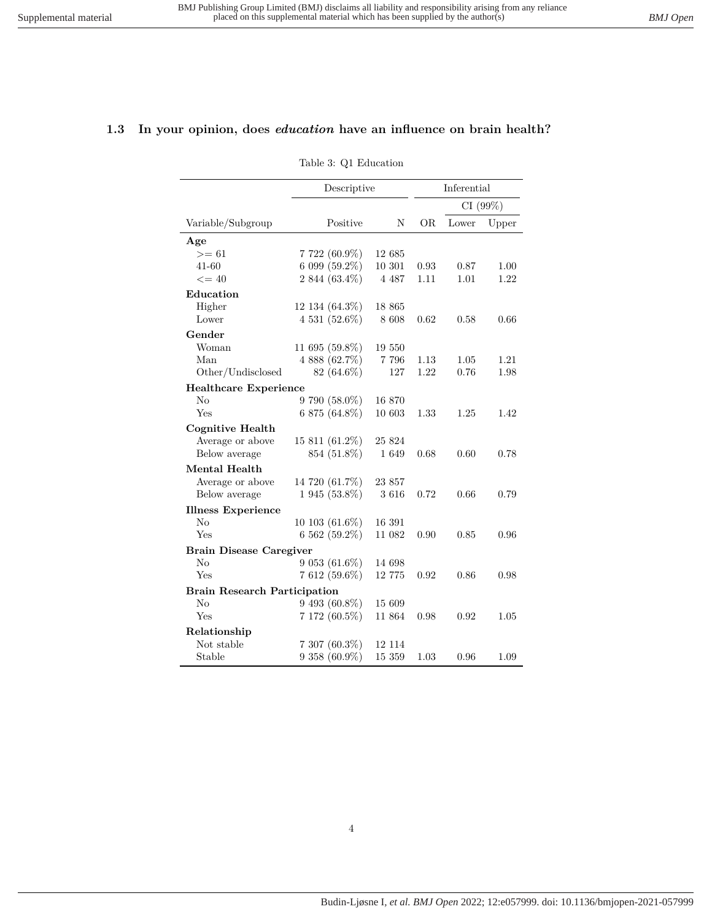### 1.3 In your opinion, does *education* have an influence on brain health?

Table 3: Q1 Education

| | Descriptive | | Inferential | | |
|---|---|---|---|---|---|
| | | | | CI (99%) | |
| Variable/Subgroup | Positive | N | OR | Lower | Upper |
| **Age** | | | | | |
| >= 61 | 7 722 (60.9%) | 12 685 | | | |
| 41-60 | 6 099 (59.2%) | 10 301 | 0.93 | 0.87 | 1.00 |
| <= 40 | 2 844 (63.4%) | 4 487 | 1.11 | 1.01 | 1.22 |
| **Education** | | | | | |
| Higher | 12 134 (64.3%) | 18 865 | | | |
| Lower | 4 531 (52.6%) | 8 608 | 0.62 | 0.58 | 0.66 |
| **Gender** | | | | | |
| Woman | 11 695 (59.8%) | 19 550 | | | |
| Man | 4 888 (62.7%) | 7 796 | 1.13 | 1.05 | 1.21 |
| Other/Undisclosed | 82 (64.6%) | 127 | 1.22 | 0.76 | 1.98 |
| **Healthcare Experience** | | | | | |
| No | 9 790 (58.0%) | 16 870 | | | |
| Yes | 6 875 (64.8%) | 10 603 | 1.33 | 1.25 | 1.42 |
| **Cognitive Health** | | | | | |
| Average or above | 15 811 (61.2%) | 25 824 | | | |
| Below average | 854 (51.8%) | 1 649 | 0.68 | 0.60 | 0.78 |
| **Mental Health** | | | | | |
| Average or above | 14 720 (61.7%) | 23 857 | | | |
| Below average | 1 945 (53.8%) | 3 616 | 0.72 | 0.66 | 0.79 |
| **Illness Experience** | | | | | |
| No | 10 103 (61.6%) | 16 391 | | | |
| Yes | 6 562 (59.2%) | 11 082 | 0.90 | 0.85 | 0.96 |
| **Brain Disease Caregiver** | | | | | |
| No | 9 053 (61.6%) | 14 698 | | | |
| Yes | 7 612 (59.6%) | 12 775 | 0.92 | 0.86 | 0.98 |
| **Brain Research Participation** | | | | | |
| No | 9 493 (60.8%) | 15 609 | | | |
| Yes | 7 172 (60.5%) | 11 864 | 0.98 | 0.92 | 1.05 |
| **Relationship** | | | | | |
| Not stable | 7 307 (60.3%) | 12 114 | | | |
| Stable | 9 358 (60.9%) | 15 359 | 1.03 | 0.96 | 1.09 |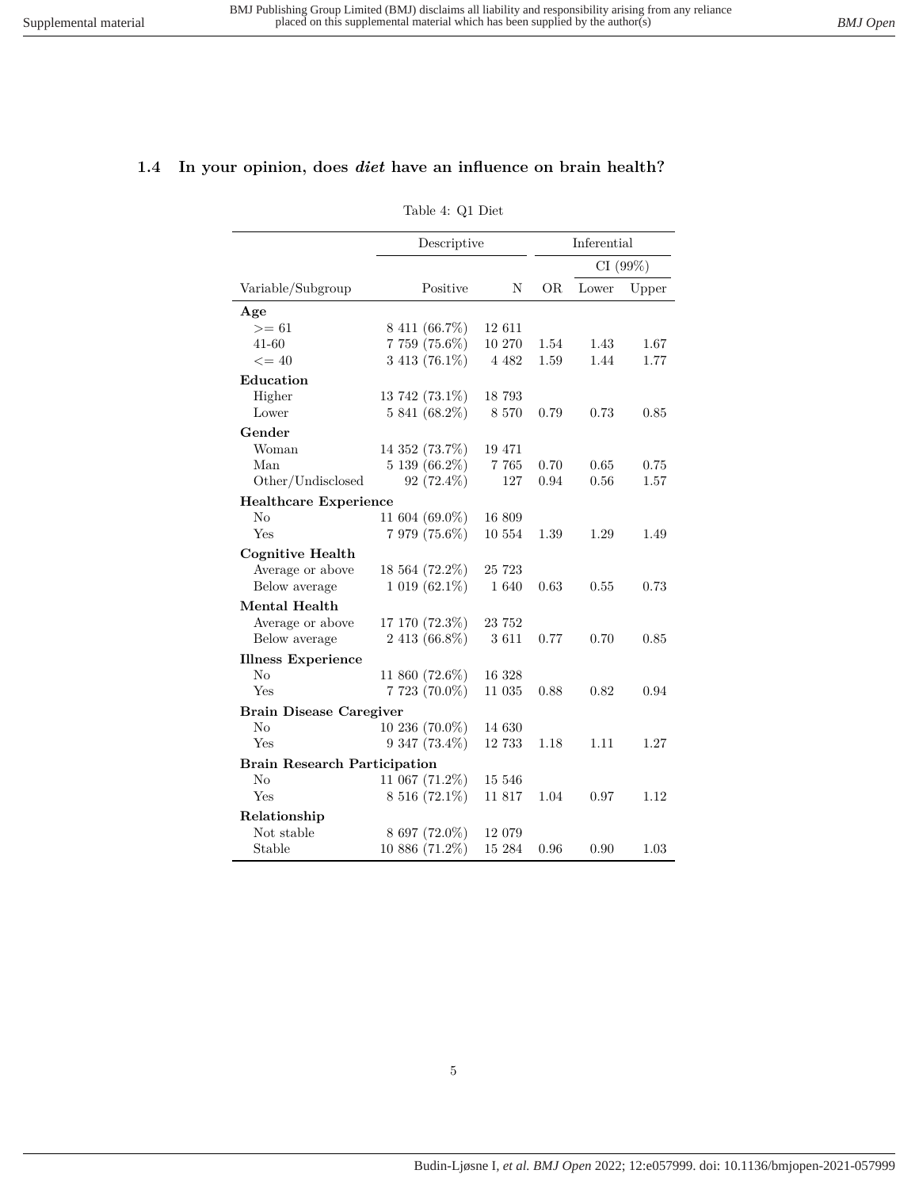## 1.4 In your opinion, does *diet* have an influence on brain health?

Table 4: Q1 Diet

| | Descriptive | | Inferential | | |
|---|---|---|---|---|---|
| | | | | CI (99%) | |
| Variable/Subgroup | Positive | N | OR | Lower | Upper |
| **Age** | | | | | |
| >= 61 | 8 411 (66.7%) | 12 611 | | | |
| 41-60 | 7 759 (75.6%) | 10 270 | 1.54 | 1.43 | 1.67 |
| <= 40 | 3 413 (76.1%) | 4 482 | 1.59 | 1.44 | 1.77 |
| **Education** | | | | | |
| Higher | 13 742 (73.1%) | 18 793 | | | |
| Lower | 5 841 (68.2%) | 8 570 | 0.79 | 0.73 | 0.85 |
| **Gender** | | | | | |
| Woman | 14 352 (73.7%) | 19 471 | | | |
| Man | 5 139 (66.2%) | 7 765 | 0.70 | 0.65 | 0.75 |
| Other/Undisclosed | 92 (72.4%) | 127 | 0.94 | 0.56 | 1.57 |
| **Healthcare Experience** | | | | | |
| No | 11 604 (69.0%) | 16 809 | | | |
| Yes | 7 979 (75.6%) | 10 554 | 1.39 | 1.29 | 1.49 |
| **Cognitive Health** | | | | | |
| Average or above | 18 564 (72.2%) | 25 723 | | | |
| Below average | 1 019 (62.1%) | 1 640 | 0.63 | 0.55 | 0.73 |
| **Mental Health** | | | | | |
| Average or above | 17 170 (72.3%) | 23 752 | | | |
| Below average | 2 413 (66.8%) | 3 611 | 0.77 | 0.70 | 0.85 |
| **Illness Experience** | | | | | |
| No | 11 860 (72.6%) | 16 328 | | | |
| Yes | 7 723 (70.0%) | 11 035 | 0.88 | 0.82 | 0.94 |
| **Brain Disease Caregiver** | | | | | |
| No | 10 236 (70.0%) | 14 630 | | | |
| Yes | 9 347 (73.4%) | 12 733 | 1.18 | 1.11 | 1.27 |
| **Brain Research Participation** | | | | | |
| No | 11 067 (71.2%) | 15 546 | | | |
| Yes | 8 516 (72.1%) | 11 817 | 1.04 | 0.97 | 1.12 |
| **Relationship** | | | | | |
| Not stable | 8 697 (72.0%) | 12 079 | | | |
| Stable | 10 886 (71.2%) | 15 284 | 0.96 | 0.90 | 1.03 |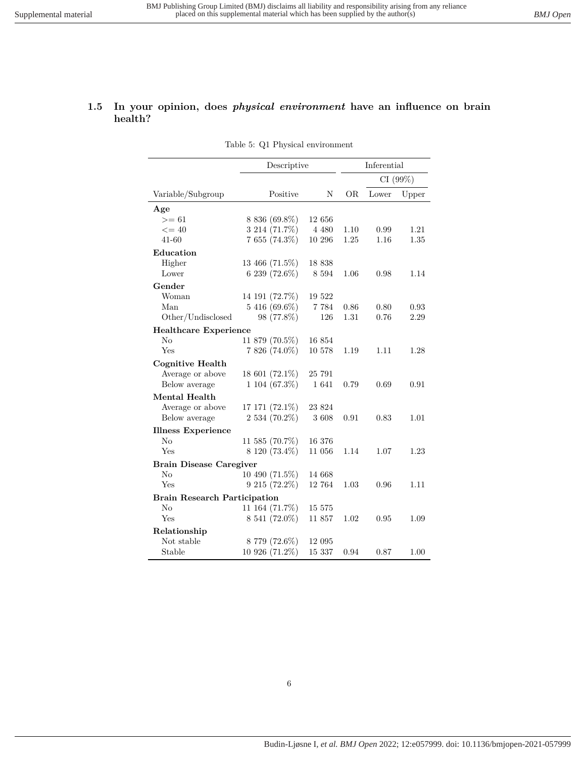### 1.5 In your opinion, does *physical environment* have an influence on brain health?

Table 5: Q1 Physical environment

| | Descriptive | | Inferential | | |
|---|---|---|---|---|---|
| | | | | CI (99%) | |
| Variable/Subgroup | Positive | N | OR | Lower | Upper |
| **Age** | | | | | |
| >= 61 | 8 836 (69.8%) | 12 656 | | | |
| <= 40 | 3 214 (71.7%) | 4 480 | 1.10 | 0.99 | 1.21 |
| 41-60 | 7 655 (74.3%) | 10 296 | 1.25 | 1.16 | 1.35 |
| **Education** | | | | | |
| Higher | 13 466 (71.5%) | 18 838 | | | |
| Lower | 6 239 (72.6%) | 8 594 | 1.06 | 0.98 | 1.14 |
| **Gender** | | | | | |
| Woman | 14 191 (72.7%) | 19 522 | | | |
| Man | 5 416 (69.6%) | 7 784 | 0.86 | 0.80 | 0.93 |
| Other/Undisclosed | 98 (77.8%) | 126 | 1.31 | 0.76 | 2.29 |
| **Healthcare Experience** | | | | | |
| No | 11 879 (70.5%) | 16 854 | | | |
| Yes | 7 826 (74.0%) | 10 578 | 1.19 | 1.11 | 1.28 |
| **Cognitive Health** | | | | | |
| Average or above | 18 601 (72.1%) | 25 791 | | | |
| Below average | 1 104 (67.3%) | 1 641 | 0.79 | 0.69 | 0.91 |
| **Mental Health** | | | | | |
| Average or above | 17 171 (72.1%) | 23 824 | | | |
| Below average | 2 534 (70.2%) | 3 608 | 0.91 | 0.83 | 1.01 |
| **Illness Experience** | | | | | |
| No | 11 585 (70.7%) | 16 376 | | | |
| Yes | 8 120 (73.4%) | 11 056 | 1.14 | 1.07 | 1.23 |
| **Brain Disease Caregiver** | | | | | |
| No | 10 490 (71.5%) | 14 668 | | | |
| Yes | 9 215 (72.2%) | 12 764 | 1.03 | 0.96 | 1.11 |
| **Brain Research Participation** | | | | | |
| No | 11 164 (71.7%) | 15 575 | | | |
| Yes | 8 541 (72.0%) | 11 857 | 1.02 | 0.95 | 1.09 |
| **Relationship** | | | | | |
| Not stable | 8 779 (72.6%) | 12 095 | | | |
| Stable | 10 926 (71.2%) | 15 337 | 0.94 | 0.87 | 1.00 |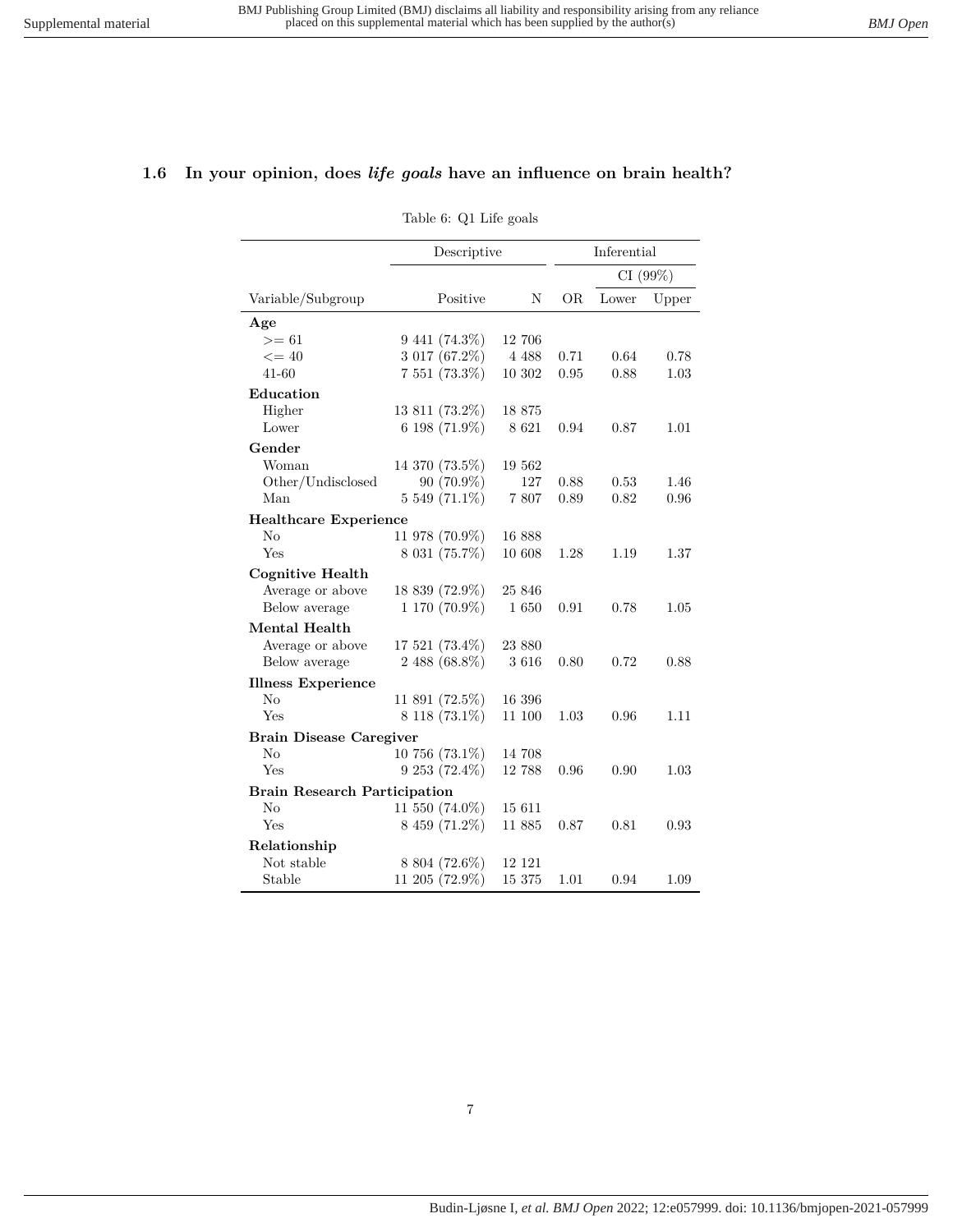## 1.6 In your opinion, does *life goals* have an influence on brain health?

Table 6: Q1 Life goals

| | Descriptive | | Inferential | | |
|---|---|---|---|---|---|
| | | | | CI (99%) | |
| Variable/Subgroup | Positive | N | OR | Lower | Upper |
| **Age** | | | | | |
| >= 61 | 9 441 (74.3%) | 12 706 | | | |
| <= 40 | 3 017 (67.2%) | 4 488 | 0.71 | 0.64 | 0.78 |
| 41-60 | 7 551 (73.3%) | 10 302 | 0.95 | 0.88 | 1.03 |
| **Education** | | | | | |
| Higher | 13 811 (73.2%) | 18 875 | | | |
| Lower | 6 198 (71.9%) | 8 621 | 0.94 | 0.87 | 1.01 |
| **Gender** | | | | | |
| Woman | 14 370 (73.5%) | 19 562 | | | |
| Other/Undisclosed | 90 (70.9%) | 127 | 0.88 | 0.53 | 1.46 |
| Man | 5 549 (71.1%) | 7 807 | 0.89 | 0.82 | 0.96 |
| **Healthcare Experience** | | | | | |
| No | 11 978 (70.9%) | 16 888 | | | |
| Yes | 8 031 (75.7%) | 10 608 | 1.28 | 1.19 | 1.37 |
| **Cognitive Health** | | | | | |
| Average or above | 18 839 (72.9%) | 25 846 | | | |
| Below average | 1 170 (70.9%) | 1 650 | 0.91 | 0.78 | 1.05 |
| **Mental Health** | | | | | |
| Average or above | 17 521 (73.4%) | 23 880 | | | |
| Below average | 2 488 (68.8%) | 3 616 | 0.80 | 0.72 | 0.88 |
| **Illness Experience** | | | | | |
| No | 11 891 (72.5%) | 16 396 | | | |
| Yes | 8 118 (73.1%) | 11 100 | 1.03 | 0.96 | 1.11 |
| **Brain Disease Caregiver** | | | | | |
| No | 10 756 (73.1%) | 14 708 | | | |
| Yes | 9 253 (72.4%) | 12 788 | 0.96 | 0.90 | 1.03 |
| **Brain Research Participation** | | | | | |
| No | 11 550 (74.0%) | 15 611 | | | |
| Yes | 8 459 (71.2%) | 11 885 | 0.87 | 0.81 | 0.93 |
| **Relationship** | | | | | |
| Not stable | 8 804 (72.6%) | 12 121 | | | |
| Stable | 11 205 (72.9%) | 15 375 | 1.01 | 0.94 | 1.09 |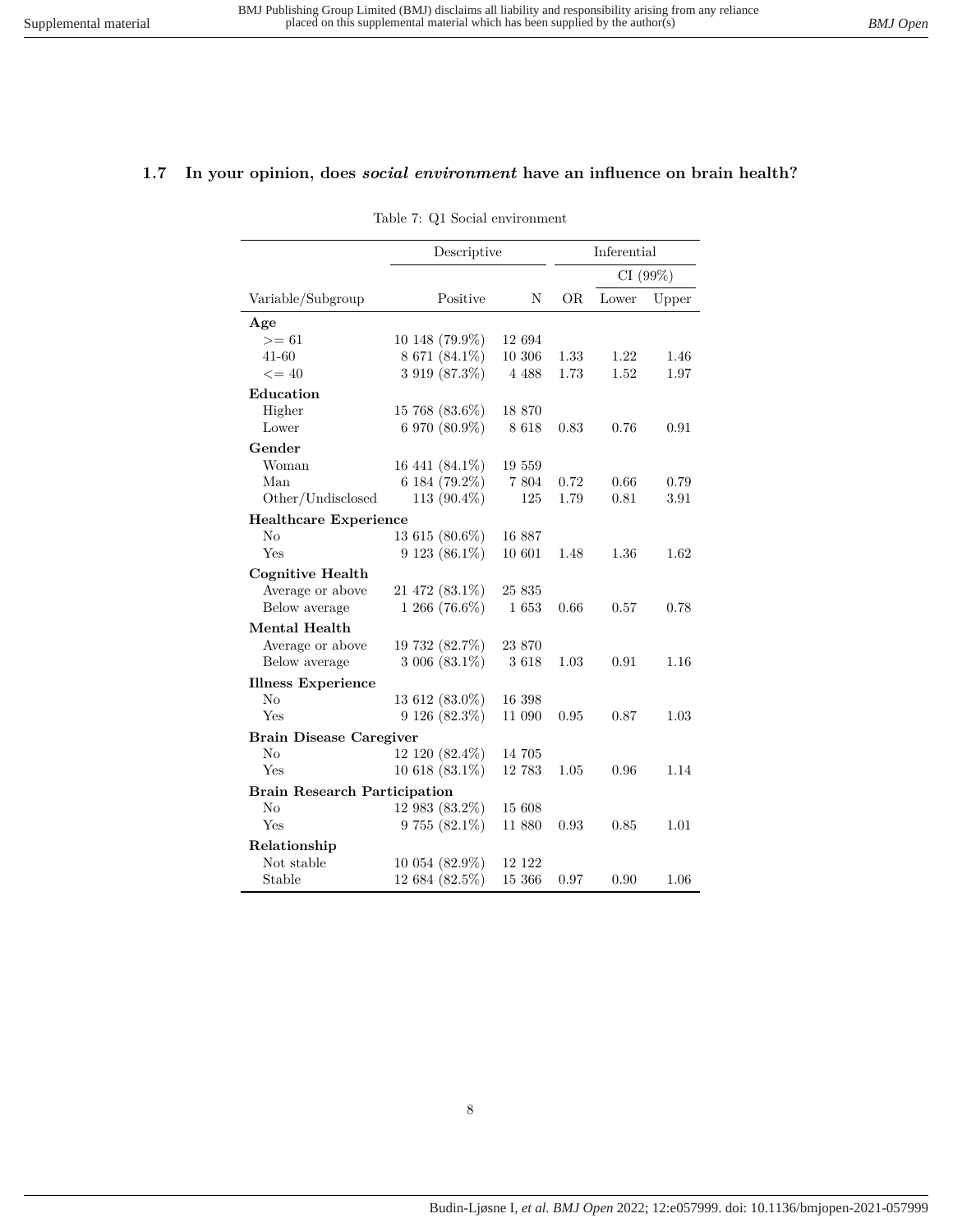## 1.7 In your opinion, does *social environment* have an influence on brain health?

Table 7: Q1 Social environment

| | Descriptive | | Inferential | | |
|---|---|---|---|---|---|
| | | | | CI (99%) | |
| Variable/Subgroup | Positive | N | OR | Lower | Upper |
| **Age** | | | | | |
| >= 61 | 10 148 (79.9%) | 12 694 | | | |
| 41-60 | 8 671 (84.1%) | 10 306 | 1.33 | 1.22 | 1.46 |
| <= 40 | 3 919 (87.3%) | 4 488 | 1.73 | 1.52 | 1.97 |
| **Education** | | | | | |
| Higher | 15 768 (83.6%) | 18 870 | | | |
| Lower | 6 970 (80.9%) | 8 618 | 0.83 | 0.76 | 0.91 |
| **Gender** | | | | | |
| Woman | 16 441 (84.1%) | 19 559 | | | |
| Man | 6 184 (79.2%) | 7 804 | 0.72 | 0.66 | 0.79 |
| Other/Undisclosed | 113 (90.4%) | 125 | 1.79 | 0.81 | 3.91 |
| **Healthcare Experience** | | | | | |
| No | 13 615 (80.6%) | 16 887 | | | |
| Yes | 9 123 (86.1%) | 10 601 | 1.48 | 1.36 | 1.62 |
| **Cognitive Health** | | | | | |
| Average or above | 21 472 (83.1%) | 25 835 | | | |
| Below average | 1 266 (76.6%) | 1 653 | 0.66 | 0.57 | 0.78 |
| **Mental Health** | | | | | |
| Average or above | 19 732 (82.7%) | 23 870 | | | |
| Below average | 3 006 (83.1%) | 3 618 | 1.03 | 0.91 | 1.16 |
| **Illness Experience** | | | | | |
| No | 13 612 (83.0%) | 16 398 | | | |
| Yes | 9 126 (82.3%) | 11 090 | 0.95 | 0.87 | 1.03 |
| **Brain Disease Caregiver** | | | | | |
| No | 12 120 (82.4%) | 14 705 | | | |
| Yes | 10 618 (83.1%) | 12 783 | 1.05 | 0.96 | 1.14 |
| **Brain Research Participation** | | | | | |
| No | 12 983 (83.2%) | 15 608 | | | |
| Yes | 9 755 (82.1%) | 11 880 | 0.93 | 0.85 | 1.01 |
| **Relationship** | | | | | |
| Not stable | 10 054 (82.9%) | 12 122 | | | |
| Stable | 12 684 (82.5%) | 15 366 | 0.97 | 0.90 | 1.06 |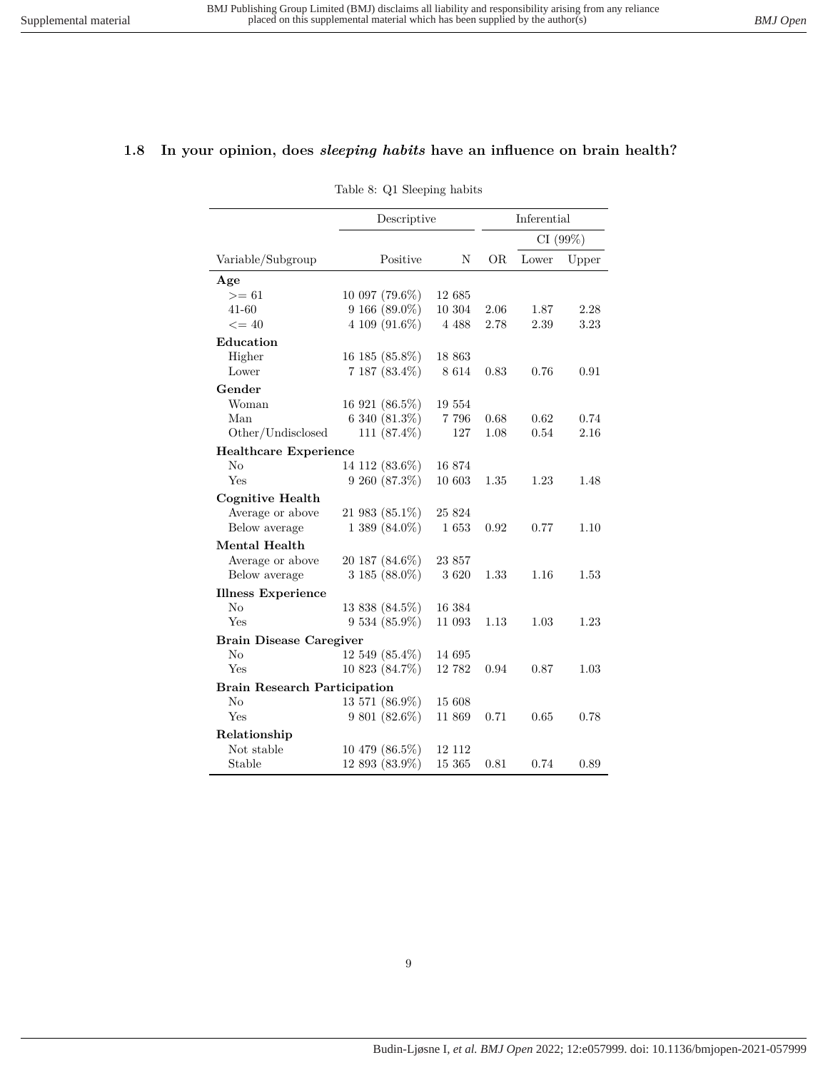### 1.8 In your opinion, does *sleeping habits* have an influence on brain health?

Table 8: Q1 Sleeping habits

| | Descriptive | | Inferential | | |
|---|---|---|---|---|---|
| | | | | CI (99%) | |
| Variable/Subgroup | Positive | N | OR | Lower | Upper |
| **Age** | | | | | |
| >= 61 | 10 097 (79.6%) | 12 685 | | | |
| 41-60 | 9 166 (89.0%) | 10 304 | 2.06 | 1.87 | 2.28 |
| <= 40 | 4 109 (91.6%) | 4 488 | 2.78 | 2.39 | 3.23 |
| **Education** | | | | | |
| Higher | 16 185 (85.8%) | 18 863 | | | |
| Lower | 7 187 (83.4%) | 8 614 | 0.83 | 0.76 | 0.91 |
| **Gender** | | | | | |
| Woman | 16 921 (86.5%) | 19 554 | | | |
| Man | 6 340 (81.3%) | 7 796 | 0.68 | 0.62 | 0.74 |
| Other/Undisclosed | 111 (87.4%) | 127 | 1.08 | 0.54 | 2.16 |
| **Healthcare Experience** | | | | | |
| No | 14 112 (83.6%) | 16 874 | | | |
| Yes | 9 260 (87.3%) | 10 603 | 1.35 | 1.23 | 1.48 |
| **Cognitive Health** | | | | | |
| Average or above | 21 983 (85.1%) | 25 824 | | | |
| Below average | 1 389 (84.0%) | 1 653 | 0.92 | 0.77 | 1.10 |
| **Mental Health** | | | | | |
| Average or above | 20 187 (84.6%) | 23 857 | | | |
| Below average | 3 185 (88.0%) | 3 620 | 1.33 | 1.16 | 1.53 |
| **Illness Experience** | | | | | |
| No | 13 838 (84.5%) | 16 384 | | | |
| Yes | 9 534 (85.9%) | 11 093 | 1.13 | 1.03 | 1.23 |
| **Brain Disease Caregiver** | | | | | |
| No | 12 549 (85.4%) | 14 695 | | | |
| Yes | 10 823 (84.7%) | 12 782 | 0.94 | 0.87 | 1.03 |
| **Brain Research Participation** | | | | | |
| No | 13 571 (86.9%) | 15 608 | | | |
| Yes | 9 801 (82.6%) | 11 869 | 0.71 | 0.65 | 0.78 |
| **Relationship** | | | | | |
| Not stable | 10 479 (86.5%) | 12 112 | | | |
| Stable | 12 893 (83.9%) | 15 365 | 0.81 | 0.74 | 0.89 |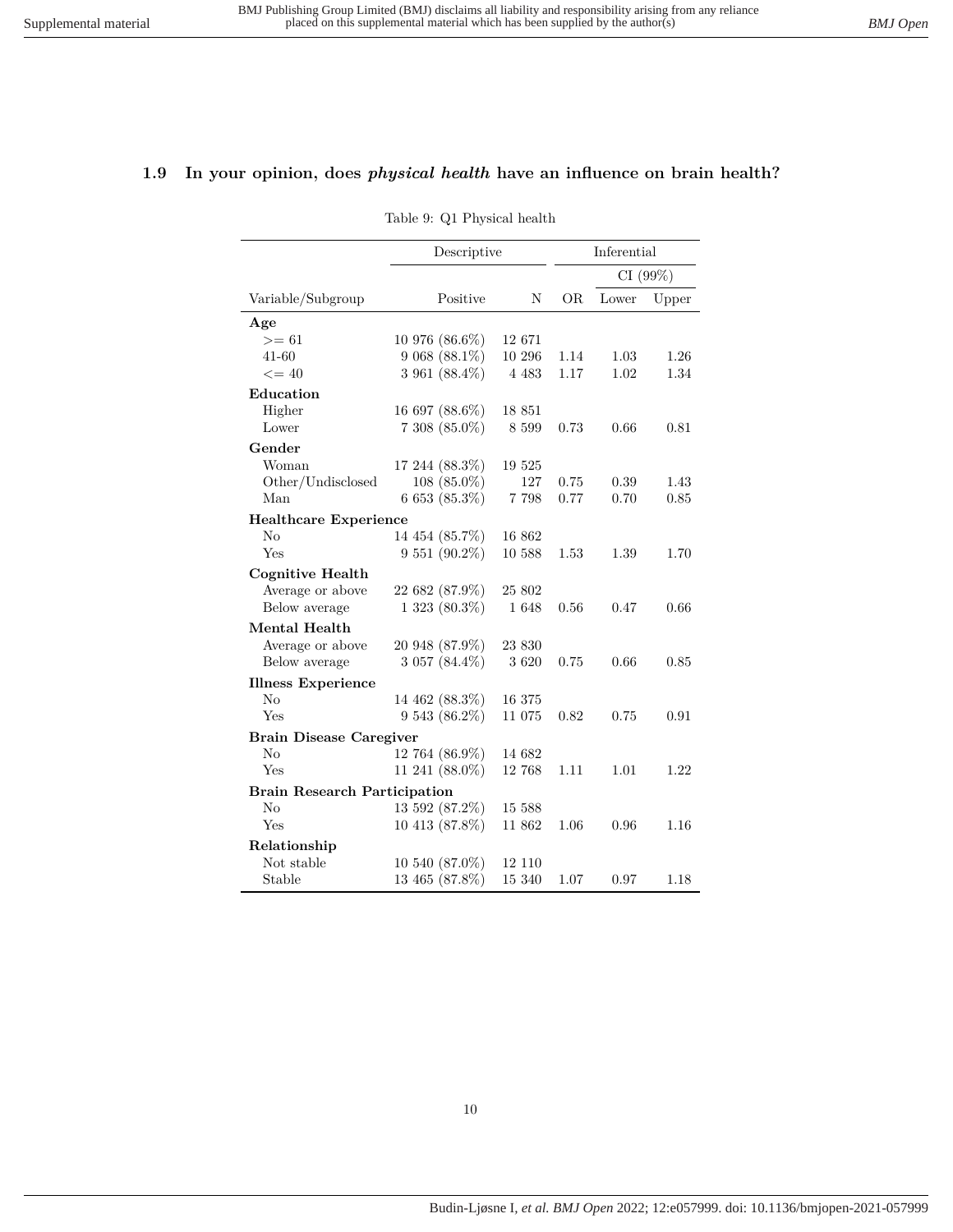### 1.9 In your opinion, does *physical health* have an influence on brain health?

Table 9: Q1 Physical health

| | Descriptive | | Inferential | | |
|---|---|---|---|---|---|
| | | | | CI (99%) | |
| Variable/Subgroup | Positive | N | OR | Lower | Upper |
| **Age** | | | | | |
| >= 61 | 10 976 (86.6%) | 12 671 | | | |
| 41-60 | 9 068 (88.1%) | 10 296 | 1.14 | 1.03 | 1.26 |
| <= 40 | 3 961 (88.4%) | 4 483 | 1.17 | 1.02 | 1.34 |
| **Education** | | | | | |
| Higher | 16 697 (88.6%) | 18 851 | | | |
| Lower | 7 308 (85.0%) | 8 599 | 0.73 | 0.66 | 0.81 |
| **Gender** | | | | | |
| Woman | 17 244 (88.3%) | 19 525 | | | |
| Other/Undisclosed | 108 (85.0%) | 127 | 0.75 | 0.39 | 1.43 |
| Man | 6 653 (85.3%) | 7 798 | 0.77 | 0.70 | 0.85 |
| **Healthcare Experience** | | | | | |
| No | 14 454 (85.7%) | 16 862 | | | |
| Yes | 9 551 (90.2%) | 10 588 | 1.53 | 1.39 | 1.70 |
| **Cognitive Health** | | | | | |
| Average or above | 22 682 (87.9%) | 25 802 | | | |
| Below average | 1 323 (80.3%) | 1 648 | 0.56 | 0.47 | 0.66 |
| **Mental Health** | | | | | |
| Average or above | 20 948 (87.9%) | 23 830 | | | |
| Below average | 3 057 (84.4%) | 3 620 | 0.75 | 0.66 | 0.85 |
| **Illness Experience** | | | | | |
| No | 14 462 (88.3%) | 16 375 | | | |
| Yes | 9 543 (86.2%) | 11 075 | 0.82 | 0.75 | 0.91 |
| **Brain Disease Caregiver** | | | | | |
| No | 12 764 (86.9%) | 14 682 | | | |
| Yes | 11 241 (88.0%) | 12 768 | 1.11 | 1.01 | 1.22 |
| **Brain Research Participation** | | | | | |
| No | 13 592 (87.2%) | 15 588 | | | |
| Yes | 10 413 (87.8%) | 11 862 | 1.06 | 0.96 | 1.16 |
| **Relationship** | | | | | |
| Not stable | 10 540 (87.0%) | 12 110 | | | |
| Stable | 13 465 (87.8%) | 15 340 | 1.07 | 0.97 | 1.18 |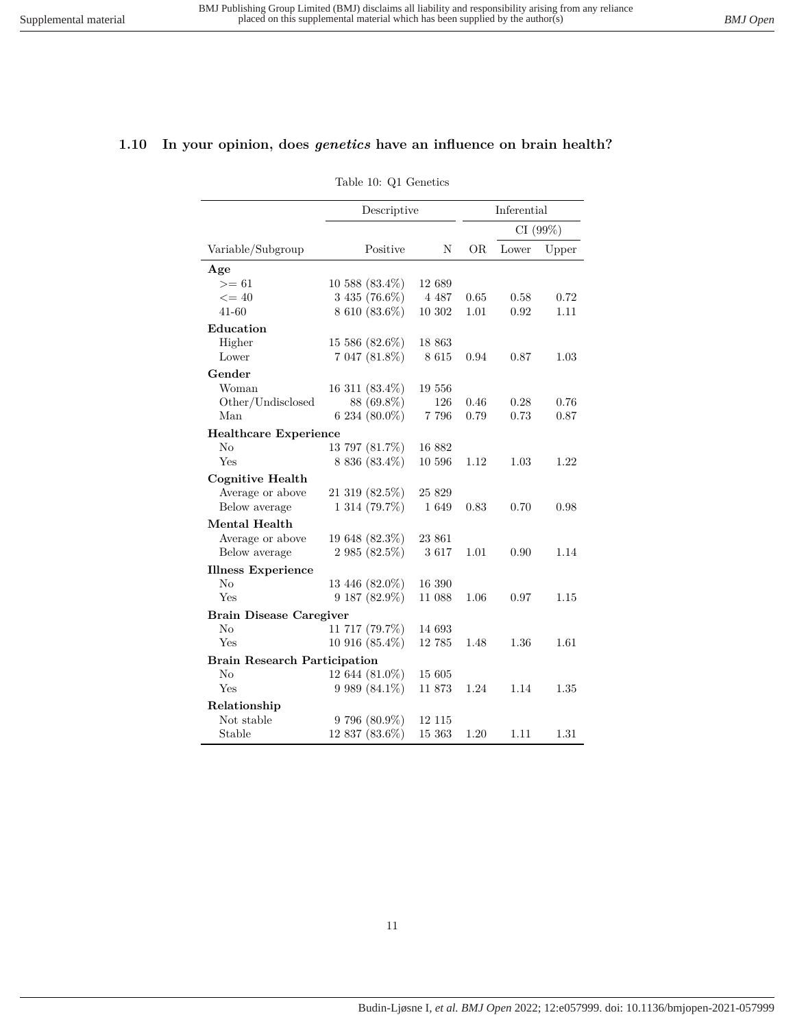### 1.10 In your opinion, does *genetics* have an influence on brain health?

Table 10: Q1 Genetics

| | Descriptive | | Inferential | | |
|---|---|---|---|---|---|
| | | | | CI (99%) | |
| Variable/Subgroup | Positive | N | OR | Lower | Upper |
| **Age** | | | | | |
| >= 61 | 10 588 (83.4%) | 12 689 | | | |
| <= 40 | 3 435 (76.6%) | 4 487 | 0.65 | 0.58 | 0.72 |
| 41-60 | 8 610 (83.6%) | 10 302 | 1.01 | 0.92 | 1.11 |
| **Education** | | | | | |
| Higher | 15 586 (82.6%) | 18 863 | | | |
| Lower | 7 047 (81.8%) | 8 615 | 0.94 | 0.87 | 1.03 |
| **Gender** | | | | | |
| Woman | 16 311 (83.4%) | 19 556 | | | |
| Other/Undisclosed | 88 (69.8%) | 126 | 0.46 | 0.28 | 0.76 |
| Man | 6 234 (80.0%) | 7 796 | 0.79 | 0.73 | 0.87 |
| **Healthcare Experience** | | | | | |
| No | 13 797 (81.7%) | 16 882 | | | |
| Yes | 8 836 (83.4%) | 10 596 | 1.12 | 1.03 | 1.22 |
| **Cognitive Health** | | | | | |
| Average or above | 21 319 (82.5%) | 25 829 | | | |
| Below average | 1 314 (79.7%) | 1 649 | 0.83 | 0.70 | 0.98 |
| **Mental Health** | | | | | |
| Average or above | 19 648 (82.3%) | 23 861 | | | |
| Below average | 2 985 (82.5%) | 3 617 | 1.01 | 0.90 | 1.14 |
| **Illness Experience** | | | | | |
| No | 13 446 (82.0%) | 16 390 | | | |
| Yes | 9 187 (82.9%) | 11 088 | 1.06 | 0.97 | 1.15 |
| **Brain Disease Caregiver** | | | | | |
| No | 11 717 (79.7%) | 14 693 | | | |
| Yes | 10 916 (85.4%) | 12 785 | 1.48 | 1.36 | 1.61 |
| **Brain Research Participation** | | | | | |
| No | 12 644 (81.0%) | 15 605 | | | |
| Yes | 9 989 (84.1%) | 11 873 | 1.24 | 1.14 | 1.35 |
| **Relationship** | | | | | |
| Not stable | 9 796 (80.9%) | 12 115 | | | |
| Stable | 12 837 (83.6%) | 15 363 | 1.20 | 1.11 | 1.31 |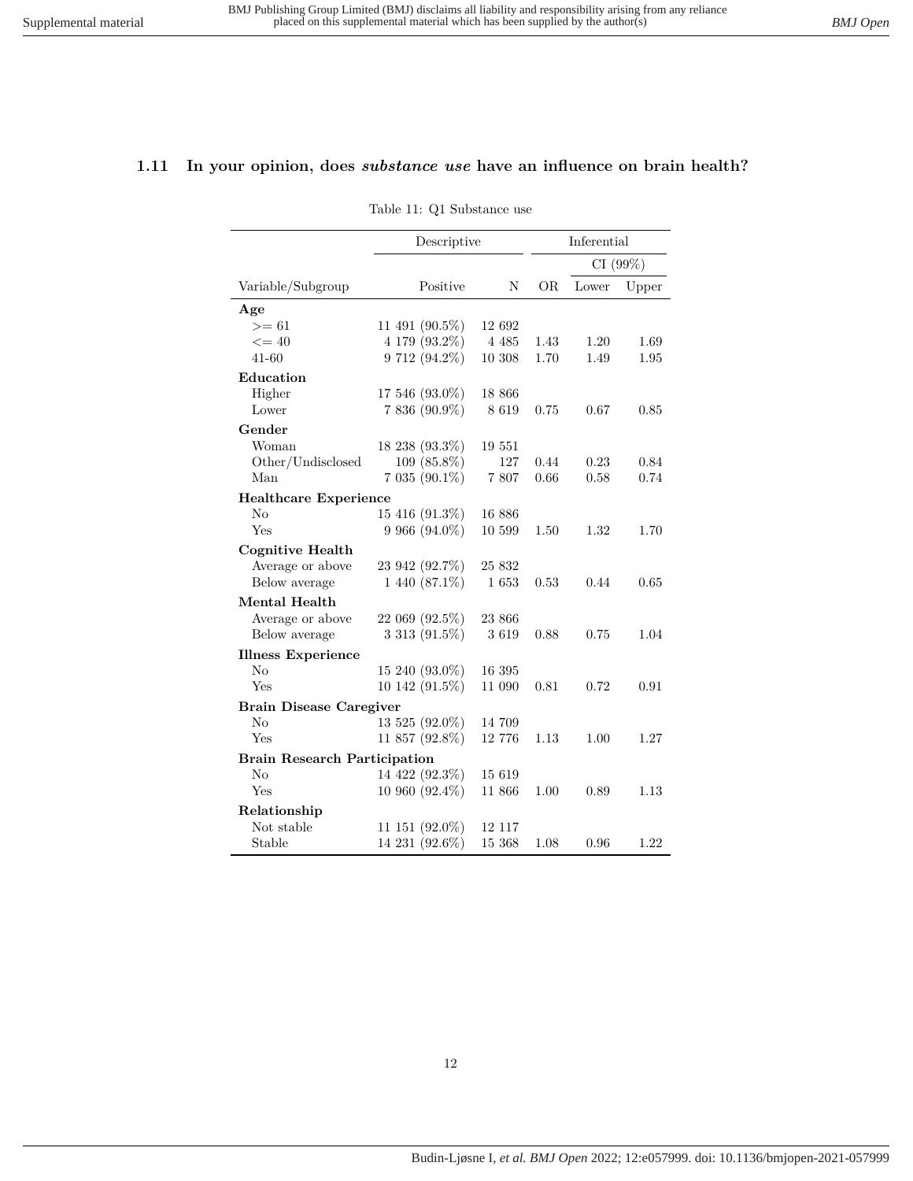## 1.11 In your opinion, does *substance use* have an influence on brain health?

Table 11: Q1 Substance use

| | Descriptive | | Inferential | | |
|---|---|---|---|---|---|
| | | | | CI (99%) | |
| Variable/Subgroup | Positive | N | OR | Lower | Upper |
| **Age** | | | | | |
| >= 61 | 11 491 (90.5%) | 12 692 | | | |
| <= 40 | 4 179 (93.2%) | 4 485 | 1.43 | 1.20 | 1.69 |
| 41-60 | 9 712 (94.2%) | 10 308 | 1.70 | 1.49 | 1.95 |
| **Education** | | | | | |
| Higher | 17 546 (93.0%) | 18 866 | | | |
| Lower | 7 836 (90.9%) | 8 619 | 0.75 | 0.67 | 0.85 |
| **Gender** | | | | | |
| Woman | 18 238 (93.3%) | 19 551 | | | |
| Other/Undisclosed | 109 (85.8%) | 127 | 0.44 | 0.23 | 0.84 |
| Man | 7 035 (90.1%) | 7 807 | 0.66 | 0.58 | 0.74 |
| **Healthcare Experience** | | | | | |
| No | 15 416 (91.3%) | 16 886 | | | |
| Yes | 9 966 (94.0%) | 10 599 | 1.50 | 1.32 | 1.70 |
| **Cognitive Health** | | | | | |
| Average or above | 23 942 (92.7%) | 25 832 | | | |
| Below average | 1 440 (87.1%) | 1 653 | 0.53 | 0.44 | 0.65 |
| **Mental Health** | | | | | |
| Average or above | 22 069 (92.5%) | 23 866 | | | |
| Below average | 3 313 (91.5%) | 3 619 | 0.88 | 0.75 | 1.04 |
| **Illness Experience** | | | | | |
| No | 15 240 (93.0%) | 16 395 | | | |
| Yes | 10 142 (91.5%) | 11 090 | 0.81 | 0.72 | 0.91 |
| **Brain Disease Caregiver** | | | | | |
| No | 13 525 (92.0%) | 14 709 | | | |
| Yes | 11 857 (92.8%) | 12 776 | 1.13 | 1.00 | 1.27 |
| **Brain Research Participation** | | | | | |
| No | 14 422 (92.3%) | 15 619 | | | |
| Yes | 10 960 (92.4%) | 11 866 | 1.00 | 0.89 | 1.13 |
| **Relationship** | | | | | |
| Not stable | 11 151 (92.0%) | 12 117 | | | |
| Stable | 14 231 (92.6%) | 15 368 | 1.08 | 0.96 | 1.22 |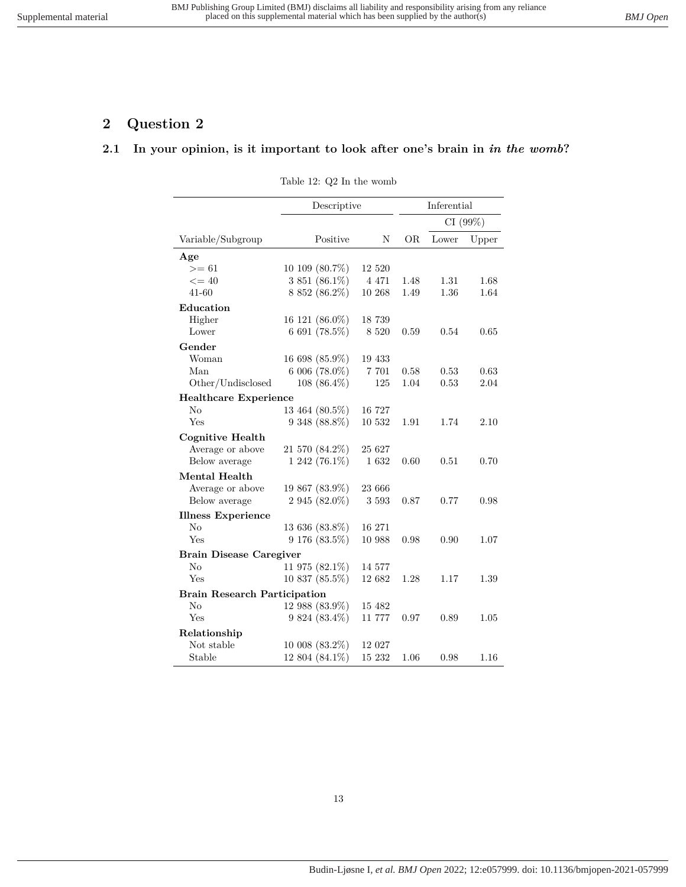## 2 Question 2

### 2.1 In your opinion, is it important to look after one's brain in *in the womb*?

Table 12: Q2 In the womb

| | Descriptive | | Inferential | | |
|---|---|---|---|---|---|
| | | | | CI (99%) | |
| Variable/Subgroup | Positive | N | OR | Lower | Upper |
| **Age** | | | | | |
| >= 61 | 10 109 (80.7%) | 12 520 | | | |
| <= 40 | 3 851 (86.1%) | 4 471 | 1.48 | 1.31 | 1.68 |
| 41-60 | 8 852 (86.2%) | 10 268 | 1.49 | 1.36 | 1.64 |
| **Education** | | | | | |
| Higher | 16 121 (86.0%) | 18 739 | | | |
| Lower | 6 691 (78.5%) | 8 520 | 0.59 | 0.54 | 0.65 |
| **Gender** | | | | | |
| Woman | 16 698 (85.9%) | 19 433 | | | |
| Man | 6 006 (78.0%) | 7 701 | 0.58 | 0.53 | 0.63 |
| Other/Undisclosed | 108 (86.4%) | 125 | 1.04 | 0.53 | 2.04 |
| **Healthcare Experience** | | | | | |
| No | 13 464 (80.5%) | 16 727 | | | |
| Yes | 9 348 (88.8%) | 10 532 | 1.91 | 1.74 | 2.10 |
| **Cognitive Health** | | | | | |
| Average or above | 21 570 (84.2%) | 25 627 | | | |
| Below average | 1 242 (76.1%) | 1 632 | 0.60 | 0.51 | 0.70 |
| **Mental Health** | | | | | |
| Average or above | 19 867 (83.9%) | 23 666 | | | |
| Below average | 2 945 (82.0%) | 3 593 | 0.87 | 0.77 | 0.98 |
| **Illness Experience** | | | | | |
| No | 13 636 (83.8%) | 16 271 | | | |
| Yes | 9 176 (83.5%) | 10 988 | 0.98 | 0.90 | 1.07 |
| **Brain Disease Caregiver** | | | | | |
| No | 11 975 (82.1%) | 14 577 | | | |
| Yes | 10 837 (85.5%) | 12 682 | 1.28 | 1.17 | 1.39 |
| **Brain Research Participation** | | | | | |
| No | 12 988 (83.9%) | 15 482 | | | |
| Yes | 9 824 (83.4%) | 11 777 | 0.97 | 0.89 | 1.05 |
| **Relationship** | | | | | |
| Not stable | 10 008 (83.2%) | 12 027 | | | |
| Stable | 12 804 (84.1%) | 15 232 | 1.06 | 0.98 | 1.16 |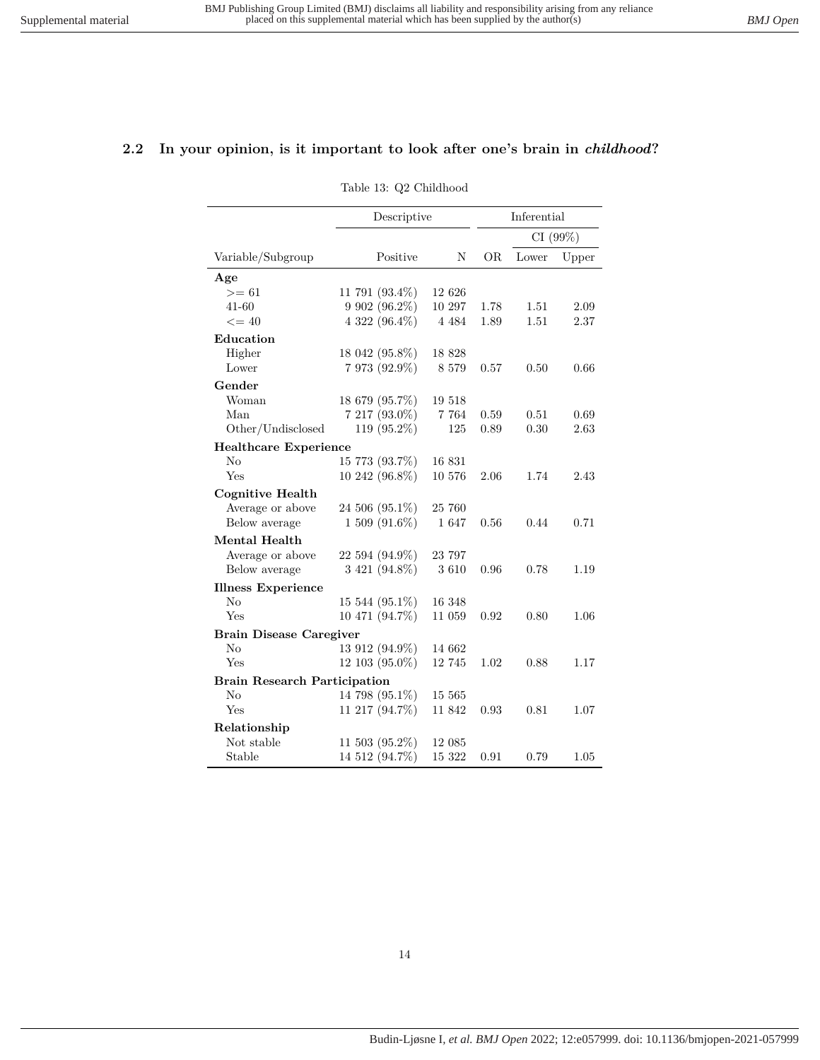## 2.2 In your opinion, is it important to look after one's brain in *childhood*?

Table 13: Q2 Childhood

| | Descriptive | | Inferential | CI (99%) | |
|---|---|---|---|---|---|
| Variable/Subgroup | Positive | N | OR | Lower | Upper |
| **Age** | | | | | |
| >= 61 | 11 791 (93.4%) | 12 626 | | | |
| 41-60 | 9 902 (96.2%) | 10 297 | 1.78 | 1.51 | 2.09 |
| <= 40 | 4 322 (96.4%) | 4 484 | 1.89 | 1.51 | 2.37 |
| **Education** | | | | | |
| Higher | 18 042 (95.8%) | 18 828 | | | |
| Lower | 7 973 (92.9%) | 8 579 | 0.57 | 0.50 | 0.66 |
| **Gender** | | | | | |
| Woman | 18 679 (95.7%) | 19 518 | | | |
| Man | 7 217 (93.0%) | 7 764 | 0.59 | 0.51 | 0.69 |
| Other/Undisclosed | 119 (95.2%) | 125 | 0.89 | 0.30 | 2.63 |
| **Healthcare Experience** | | | | | |
| No | 15 773 (93.7%) | 16 831 | | | |
| Yes | 10 242 (96.8%) | 10 576 | 2.06 | 1.74 | 2.43 |
| **Cognitive Health** | | | | | |
| Average or above | 24 506 (95.1%) | 25 760 | | | |
| Below average | 1 509 (91.6%) | 1 647 | 0.56 | 0.44 | 0.71 |
| **Mental Health** | | | | | |
| Average or above | 22 594 (94.9%) | 23 797 | | | |
| Below average | 3 421 (94.8%) | 3 610 | 0.96 | 0.78 | 1.19 |
| **Illness Experience** | | | | | |
| No | 15 544 (95.1%) | 16 348 | | | |
| Yes | 10 471 (94.7%) | 11 059 | 0.92 | 0.80 | 1.06 |
| **Brain Disease Caregiver** | | | | | |
| No | 13 912 (94.9%) | 14 662 | | | |
| Yes | 12 103 (95.0%) | 12 745 | 1.02 | 0.88 | 1.17 |
| **Brain Research Participation** | | | | | |
| No | 14 798 (95.1%) | 15 565 | | | |
| Yes | 11 217 (94.7%) | 11 842 | 0.93 | 0.81 | 1.07 |
| **Relationship** | | | | | |
| Not stable | 11 503 (95.2%) | 12 085 | | | |
| Stable | 14 512 (94.7%) | 15 322 | 0.91 | 0.79 | 1.05 |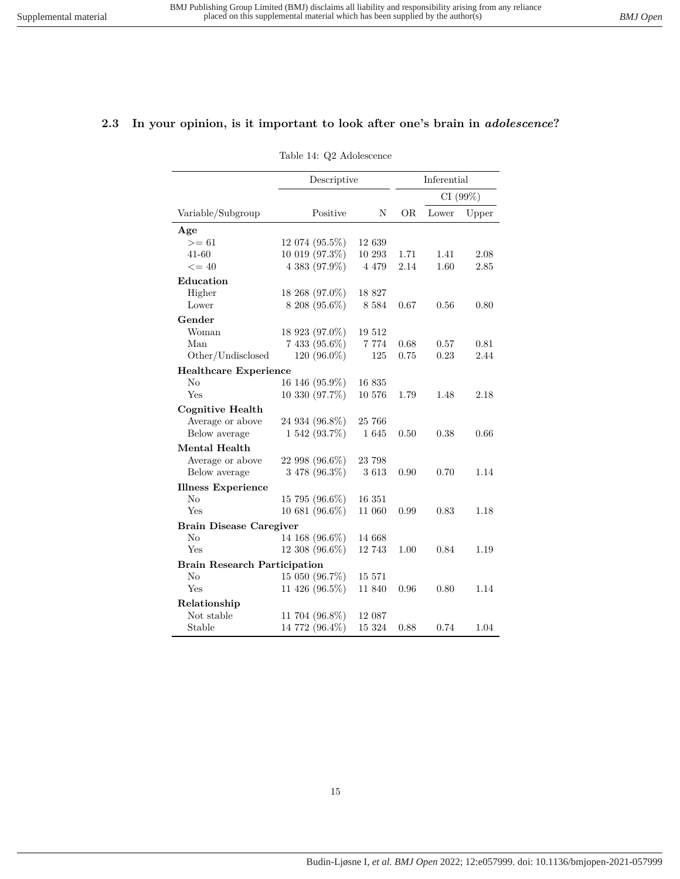### 2.3 In your opinion, is it important to look after one's brain in *adolescence*?

Table 14: Q2 Adolescence

| | Descriptive | | Inferential | | |
|---|---|---|---|---|---|
| | | | | CI (99%) | |
| Variable/Subgroup | Positive | N | OR | Lower | Upper |
| **Age** | | | | | |
| >= 61 | 12 074 (95.5%) | 12 639 | | | |
| 41-60 | 10 019 (97.3%) | 10 293 | 1.71 | 1.41 | 2.08 |
| <= 40 | 4 383 (97.9%) | 4 479 | 2.14 | 1.60 | 2.85 |
| **Education** | | | | | |
| Higher | 18 268 (97.0%) | 18 827 | | | |
| Lower | 8 208 (95.6%) | 8 584 | 0.67 | 0.56 | 0.80 |
| **Gender** | | | | | |
| Woman | 18 923 (97.0%) | 19 512 | | | |
| Man | 7 433 (95.6%) | 7 774 | 0.68 | 0.57 | 0.81 |
| Other/Undisclosed | 120 (96.0%) | 125 | 0.75 | 0.23 | 2.44 |
| **Healthcare Experience** | | | | | |
| No | 16 146 (95.9%) | 16 835 | | | |
| Yes | 10 330 (97.7%) | 10 576 | 1.79 | 1.48 | 2.18 |
| **Cognitive Health** | | | | | |
| Average or above | 24 934 (96.8%) | 25 766 | | | |
| Below average | 1 542 (93.7%) | 1 645 | 0.50 | 0.38 | 0.66 |
| **Mental Health** | | | | | |
| Average or above | 22 998 (96.6%) | 23 798 | | | |
| Below average | 3 478 (96.3%) | 3 613 | 0.90 | 0.70 | 1.14 |
| **Illness Experience** | | | | | |
| No | 15 795 (96.6%) | 16 351 | | | |
| Yes | 10 681 (96.6%) | 11 060 | 0.99 | 0.83 | 1.18 |
| **Brain Disease Caregiver** | | | | | |
| No | 14 168 (96.6%) | 14 668 | | | |
| Yes | 12 308 (96.6%) | 12 743 | 1.00 | 0.84 | 1.19 |
| **Brain Research Participation** | | | | | |
| No | 15 050 (96.7%) | 15 571 | | | |
| Yes | 11 426 (96.5%) | 11 840 | 0.96 | 0.80 | 1.14 |
| **Relationship** | | | | | |
| Not stable | 11 704 (96.8%) | 12 087 | | | |
| Stable | 14 772 (96.4%) | 15 324 | 0.88 | 0.74 | 1.04 |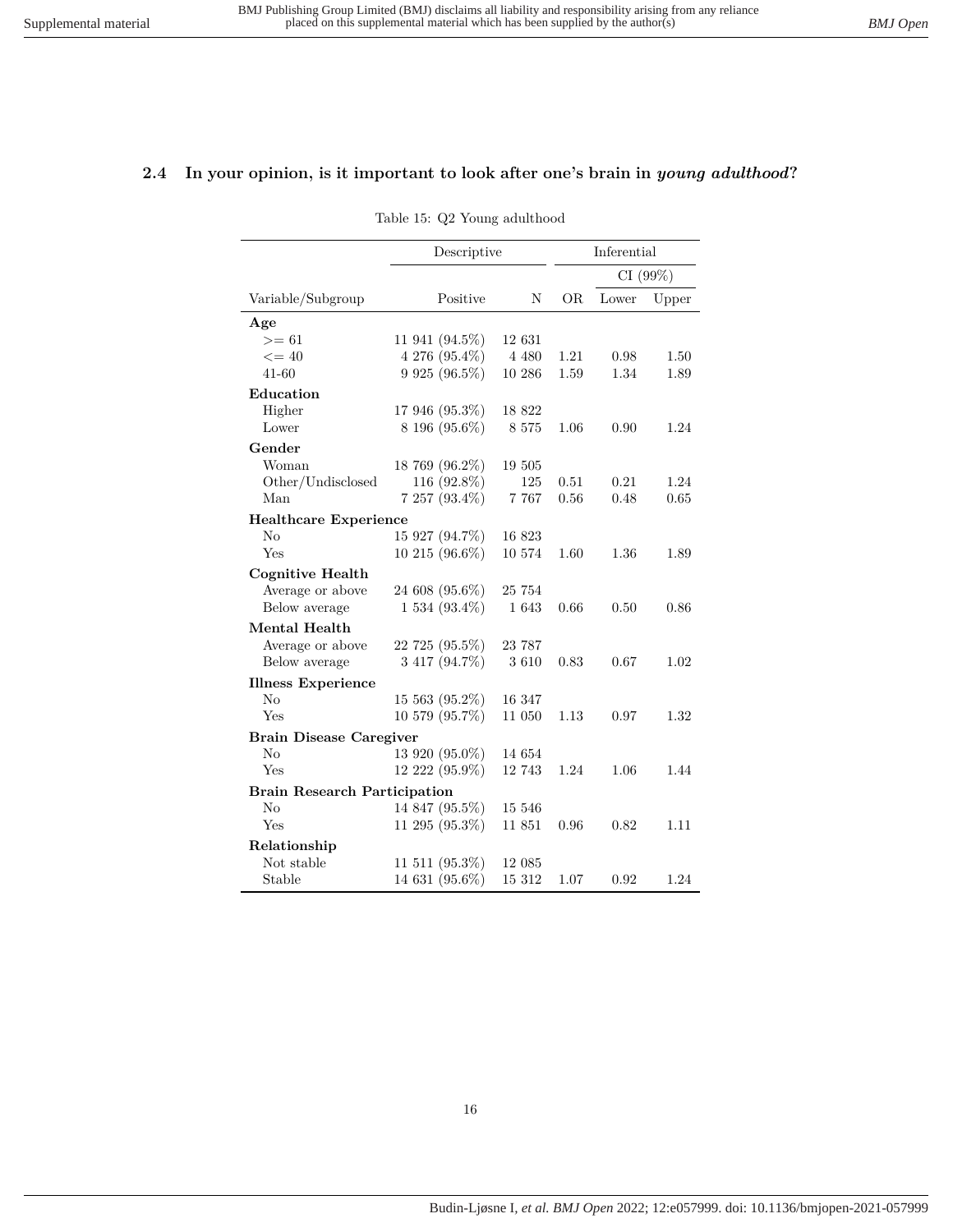### 2.4 In your opinion, is it important to look after one's brain in *young adulthood*?

Table 15: Q2 Young adulthood

| | Descriptive | | Inferential | | |
|---|---|---|---|---|---|
| | | | | CI (99%) | |
| Variable/Subgroup | Positive | N | OR | Lower | Upper |
| **Age** | | | | | |
| >= 61 | 11 941 (94.5%) | 12 631 | | | |
| <= 40 | 4 276 (95.4%) | 4 480 | 1.21 | 0.98 | 1.50 |
| 41-60 | 9 925 (96.5%) | 10 286 | 1.59 | 1.34 | 1.89 |
| **Education** | | | | | |
| Higher | 17 946 (95.3%) | 18 822 | | | |
| Lower | 8 196 (95.6%) | 8 575 | 1.06 | 0.90 | 1.24 |
| **Gender** | | | | | |
| Woman | 18 769 (96.2%) | 19 505 | | | |
| Other/Undisclosed | 116 (92.8%) | 125 | 0.51 | 0.21 | 1.24 |
| Man | 7 257 (93.4%) | 7 767 | 0.56 | 0.48 | 0.65 |
| **Healthcare Experience** | | | | | |
| No | 15 927 (94.7%) | 16 823 | | | |
| Yes | 10 215 (96.6%) | 10 574 | 1.60 | 1.36 | 1.89 |
| **Cognitive Health** | | | | | |
| Average or above | 24 608 (95.6%) | 25 754 | | | |
| Below average | 1 534 (93.4%) | 1 643 | 0.66 | 0.50 | 0.86 |
| **Mental Health** | | | | | |
| Average or above | 22 725 (95.5%) | 23 787 | | | |
| Below average | 3 417 (94.7%) | 3 610 | 0.83 | 0.67 | 1.02 |
| **Illness Experience** | | | | | |
| No | 15 563 (95.2%) | 16 347 | | | |
| Yes | 10 579 (95.7%) | 11 050 | 1.13 | 0.97 | 1.32 |
| **Brain Disease Caregiver** | | | | | |
| No | 13 920 (95.0%) | 14 654 | | | |
| Yes | 12 222 (95.9%) | 12 743 | 1.24 | 1.06 | 1.44 |
| **Brain Research Participation** | | | | | |
| No | 14 847 (95.5%) | 15 546 | | | |
| Yes | 11 295 (95.3%) | 11 851 | 0.96 | 0.82 | 1.11 |
| **Relationship** | | | | | |
| Not stable | 11 511 (95.3%) | 12 085 | | | |
| Stable | 14 631 (95.6%) | 15 312 | 1.07 | 0.92 | 1.24 |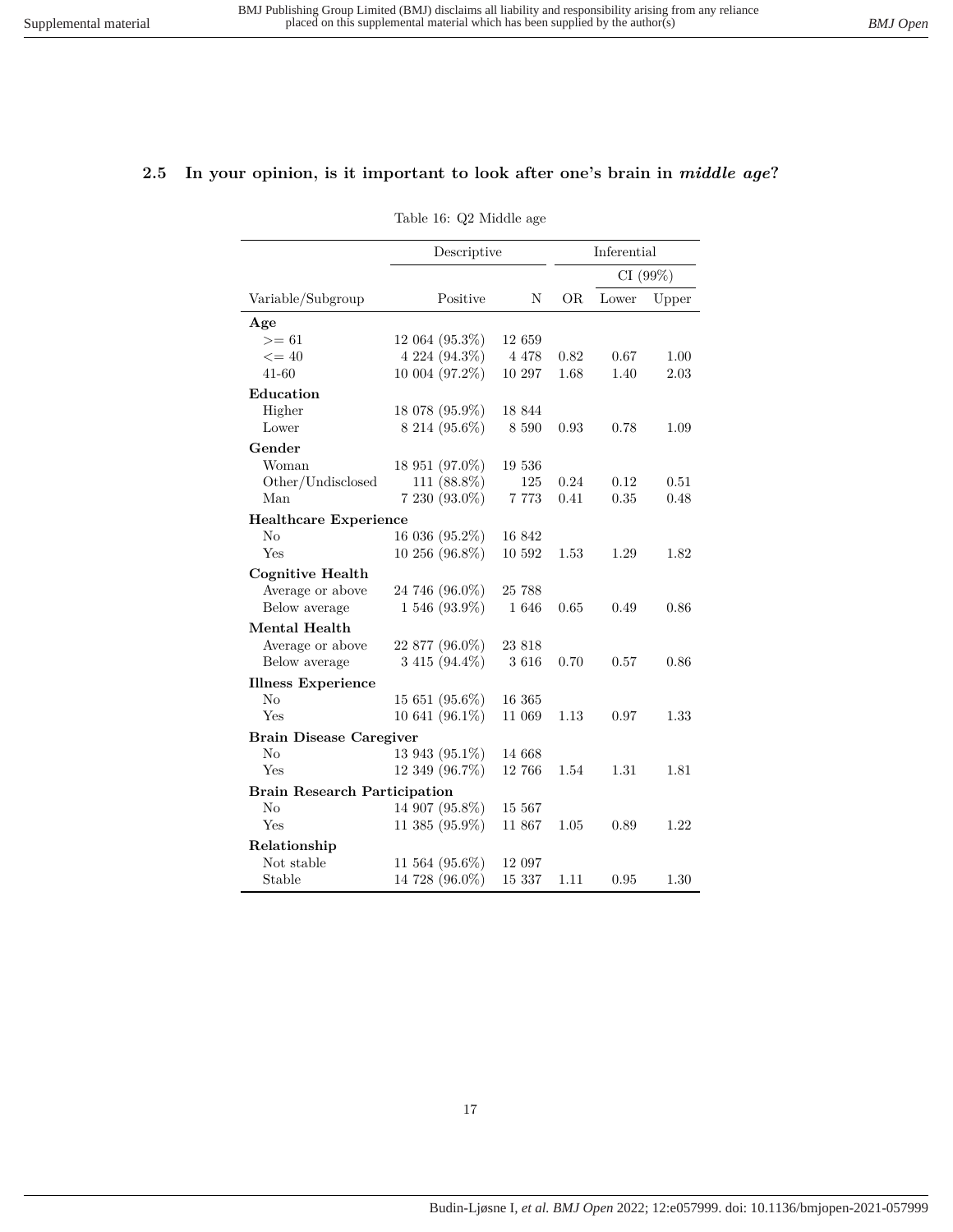## 2.5 In your opinion, is it important to look after one's brain in *middle age*?

Table 16: Q2 Middle age

| | Descriptive | | Inferential | | |
|---|---|---|---|---|---|
| | | | | CI (99%) | |
| Variable/Subgroup | Positive | N | OR | Lower | Upper |
| **Age** | | | | | |
| >= 61 | 12 064 (95.3%) | 12 659 | | | |
| <= 40 | 4 224 (94.3%) | 4 478 | 0.82 | 0.67 | 1.00 |
| 41-60 | 10 004 (97.2%) | 10 297 | 1.68 | 1.40 | 2.03 |
| **Education** | | | | | |
| Higher | 18 078 (95.9%) | 18 844 | | | |
| Lower | 8 214 (95.6%) | 8 590 | 0.93 | 0.78 | 1.09 |
| **Gender** | | | | | |
| Woman | 18 951 (97.0%) | 19 536 | | | |
| Other/Undisclosed | 111 (88.8%) | 125 | 0.24 | 0.12 | 0.51 |
| Man | 7 230 (93.0%) | 7 773 | 0.41 | 0.35 | 0.48 |
| **Healthcare Experience** | | | | | |
| No | 16 036 (95.2%) | 16 842 | | | |
| Yes | 10 256 (96.8%) | 10 592 | 1.53 | 1.29 | 1.82 |
| **Cognitive Health** | | | | | |
| Average or above | 24 746 (96.0%) | 25 788 | | | |
| Below average | 1 546 (93.9%) | 1 646 | 0.65 | 0.49 | 0.86 |
| **Mental Health** | | | | | |
| Average or above | 22 877 (96.0%) | 23 818 | | | |
| Below average | 3 415 (94.4%) | 3 616 | 0.70 | 0.57 | 0.86 |
| **Illness Experience** | | | | | |
| No | 15 651 (95.6%) | 16 365 | | | |
| Yes | 10 641 (96.1%) | 11 069 | 1.13 | 0.97 | 1.33 |
| **Brain Disease Caregiver** | | | | | |
| No | 13 943 (95.1%) | 14 668 | | | |
| Yes | 12 349 (96.7%) | 12 766 | 1.54 | 1.31 | 1.81 |
| **Brain Research Participation** | | | | | |
| No | 14 907 (95.8%) | 15 567 | | | |
| Yes | 11 385 (95.9%) | 11 867 | 1.05 | 0.89 | 1.22 |
| **Relationship** | | | | | |
| Not stable | 11 564 (95.6%) | 12 097 | | | |
| Stable | 14 728 (96.0%) | 15 337 | 1.11 | 0.95 | 1.30 |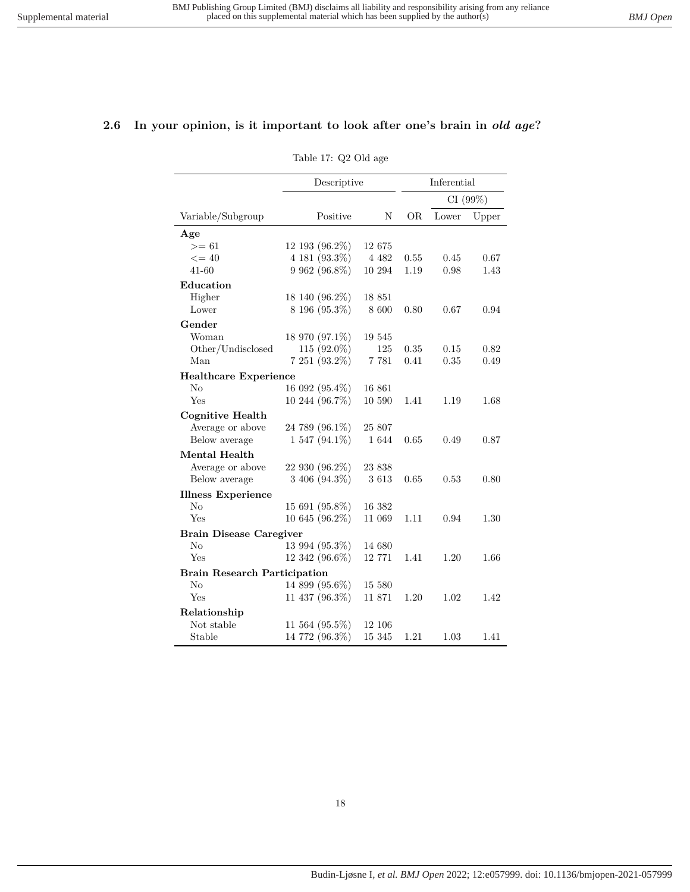## 2.6 In your opinion, is it important to look after one's brain in *old age*?

Table 17: Q2 Old age

| | Descriptive | | Inferential | | |
|---|---|---|---|---|---|
| | | | | CI (99%) | |
| Variable/Subgroup | Positive | N | OR | Lower | Upper |
| **Age** | | | | | |
| >= 61 | 12 193 (96.2%) | 12 675 | | | |
| <= 40 | 4 181 (93.3%) | 4 482 | 0.55 | 0.45 | 0.67 |
| 41-60 | 9 962 (96.8%) | 10 294 | 1.19 | 0.98 | 1.43 |
| **Education** | | | | | |
| Higher | 18 140 (96.2%) | 18 851 | | | |
| Lower | 8 196 (95.3%) | 8 600 | 0.80 | 0.67 | 0.94 |
| **Gender** | | | | | |
| Woman | 18 970 (97.1%) | 19 545 | | | |
| Other/Undisclosed | 115 (92.0%) | 125 | 0.35 | 0.15 | 0.82 |
| Man | 7 251 (93.2%) | 7 781 | 0.41 | 0.35 | 0.49 |
| **Healthcare Experience** | | | | | |
| No | 16 092 (95.4%) | 16 861 | | | |
| Yes | 10 244 (96.7%) | 10 590 | 1.41 | 1.19 | 1.68 |
| **Cognitive Health** | | | | | |
| Average or above | 24 789 (96.1%) | 25 807 | | | |
| Below average | 1 547 (94.1%) | 1 644 | 0.65 | 0.49 | 0.87 |
| **Mental Health** | | | | | |
| Average or above | 22 930 (96.2%) | 23 838 | | | |
| Below average | 3 406 (94.3%) | 3 613 | 0.65 | 0.53 | 0.80 |
| **Illness Experience** | | | | | |
| No | 15 691 (95.8%) | 16 382 | | | |
| Yes | 10 645 (96.2%) | 11 069 | 1.11 | 0.94 | 1.30 |
| **Brain Disease Caregiver** | | | | | |
| No | 13 994 (95.3%) | 14 680 | | | |
| Yes | 12 342 (96.6%) | 12 771 | 1.41 | 1.20 | 1.66 |
| **Brain Research Participation** | | | | | |
| No | 14 899 (95.6%) | 15 580 | | | |
| Yes | 11 437 (96.3%) | 11 871 | 1.20 | 1.02 | 1.42 |
| **Relationship** | | | | | |
| Not stable | 11 564 (95.5%) | 12 106 | | | |
| Stable | 14 772 (96.3%) | 15 345 | 1.21 | 1.03 | 1.41 |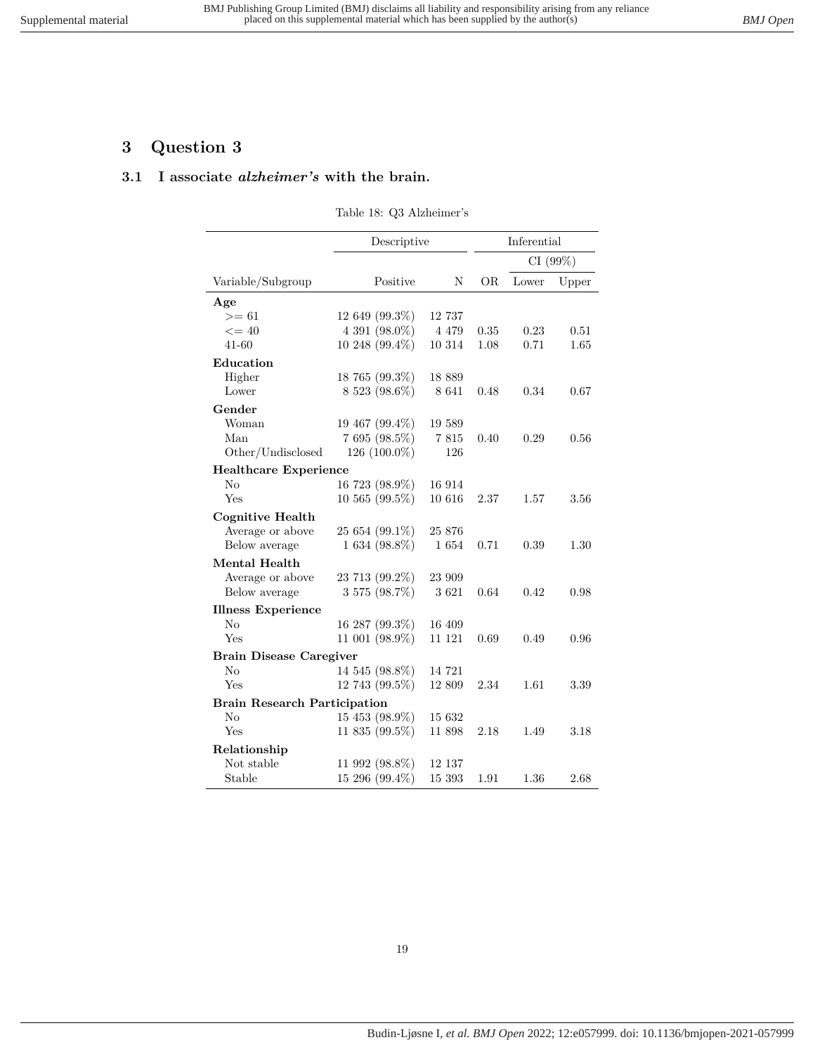# 3 Question 3

## 3.1 I associate *alzheimer's* with the brain.

Table 18: Q3 Alzheimer's

| | Descriptive | | Inferential | | |
|---|---|---|---|---|---|
| | | | | CI (99%) | |
| Variable/Subgroup | Positive | N | OR | Lower | Upper |
| **Age** | | | | | |
| >= 61 | 12 649 (99.3%) | 12 737 | | | |
| <= 40 | 4 391 (98.0%) | 4 479 | 0.35 | 0.23 | 0.51 |
| 41-60 | 10 248 (99.4%) | 10 314 | 1.08 | 0.71 | 1.65 |
| **Education** | | | | | |
| Higher | 18 765 (99.3%) | 18 889 | | | |
| Lower | 8 523 (98.6%) | 8 641 | 0.48 | 0.34 | 0.67 |
| **Gender** | | | | | |
| Woman | 19 467 (99.4%) | 19 589 | | | |
| Man | 7 695 (98.5%) | 7 815 | 0.40 | 0.29 | 0.56 |
| Other/Undisclosed | 126 (100.0%) | 126 | | | |
| **Healthcare Experience** | | | | | |
| No | 16 723 (98.9%) | 16 914 | | | |
| Yes | 10 565 (99.5%) | 10 616 | 2.37 | 1.57 | 3.56 |
| **Cognitive Health** | | | | | |
| Average or above | 25 654 (99.1%) | 25 876 | | | |
| Below average | 1 634 (98.8%) | 1 654 | 0.71 | 0.39 | 1.30 |
| **Mental Health** | | | | | |
| Average or above | 23 713 (99.2%) | 23 909 | | | |
| Below average | 3 575 (98.7%) | 3 621 | 0.64 | 0.42 | 0.98 |
| **Illness Experience** | | | | | |
| No | 16 287 (99.3%) | 16 409 | | | |
| Yes | 11 001 (98.9%) | 11 121 | 0.69 | 0.49 | 0.96 |
| **Brain Disease Caregiver** | | | | | |
| No | 14 545 (98.8%) | 14 721 | | | |
| Yes | 12 743 (99.5%) | 12 809 | 2.34 | 1.61 | 3.39 |
| **Brain Research Participation** | | | | | |
| No | 15 453 (98.9%) | 15 632 | | | |
| Yes | 11 835 (99.5%) | 11 898 | 2.18 | 1.49 | 3.18 |
| **Relationship** | | | | | |
| Not stable | 11 992 (98.8%) | 12 137 | | | |
| Stable | 15 296 (99.4%) | 15 393 | 1.91 | 1.36 | 2.68 |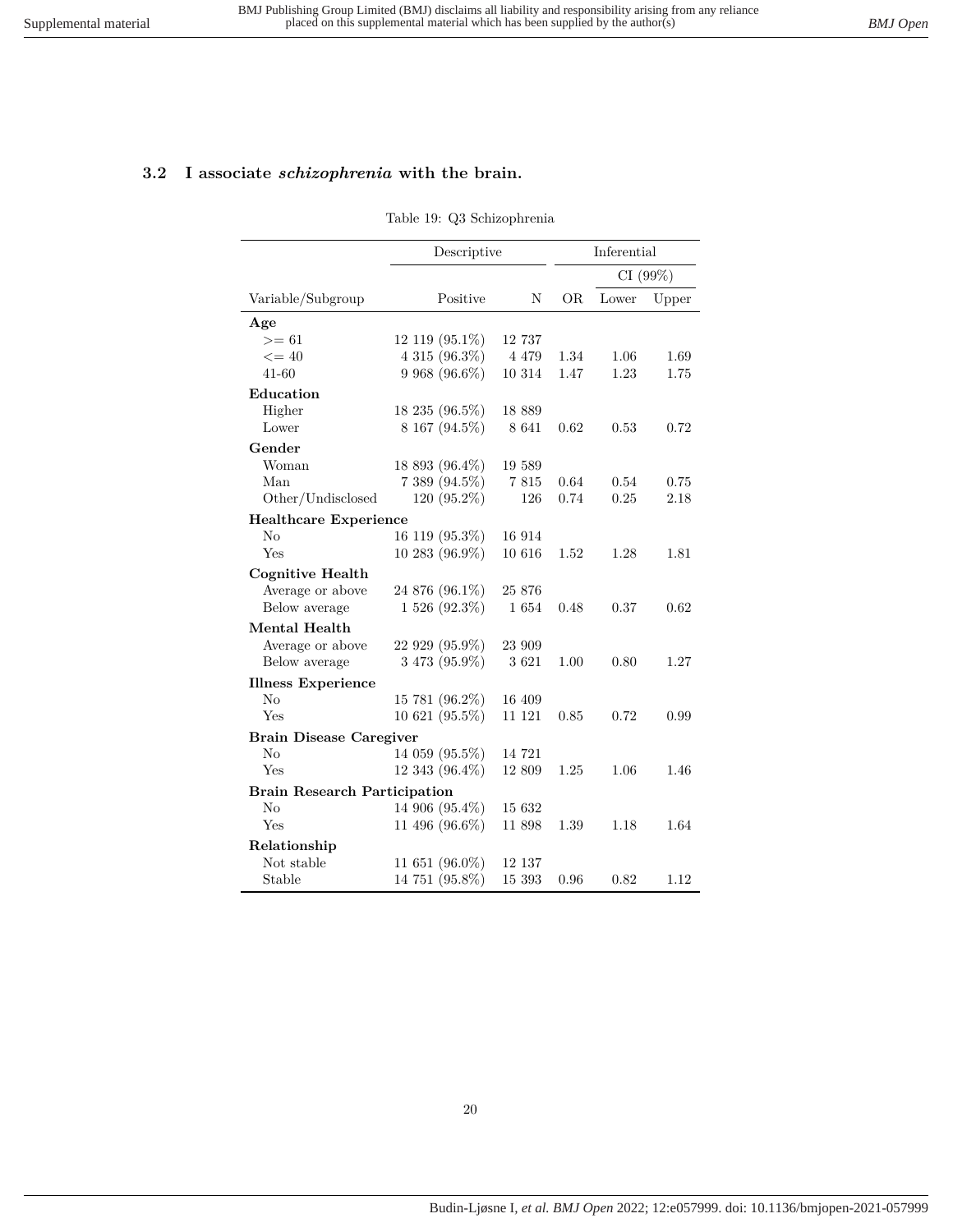## 3.2 I associate *schizophrenia* with the brain.

Table 19: Q3 Schizophrenia

| | Descriptive | | Inferential | | |
|---|---|---|---|---|---|
| | | | | CI (99%) | |
| Variable/Subgroup | Positive | N | OR | Lower | Upper |
| **Age** | | | | | |
| >= 61 | 12 119 (95.1%) | 12 737 | | | |
| <= 40 | 4 315 (96.3%) | 4 479 | 1.34 | 1.06 | 1.69 |
| 41-60 | 9 968 (96.6%) | 10 314 | 1.47 | 1.23 | 1.75 |
| **Education** | | | | | |
| Higher | 18 235 (96.5%) | 18 889 | | | |
| Lower | 8 167 (94.5%) | 8 641 | 0.62 | 0.53 | 0.72 |
| **Gender** | | | | | |
| Woman | 18 893 (96.4%) | 19 589 | | | |
| Man | 7 389 (94.5%) | 7 815 | 0.64 | 0.54 | 0.75 |
| Other/Undisclosed | 120 (95.2%) | 126 | 0.74 | 0.25 | 2.18 |
| **Healthcare Experience** | | | | | |
| No | 16 119 (95.3%) | 16 914 | | | |
| Yes | 10 283 (96.9%) | 10 616 | 1.52 | 1.28 | 1.81 |
| **Cognitive Health** | | | | | |
| Average or above | 24 876 (96.1%) | 25 876 | | | |
| Below average | 1 526 (92.3%) | 1 654 | 0.48 | 0.37 | 0.62 |
| **Mental Health** | | | | | |
| Average or above | 22 929 (95.9%) | 23 909 | | | |
| Below average | 3 473 (95.9%) | 3 621 | 1.00 | 0.80 | 1.27 |
| **Illness Experience** | | | | | |
| No | 15 781 (96.2%) | 16 409 | | | |
| Yes | 10 621 (95.5%) | 11 121 | 0.85 | 0.72 | 0.99 |
| **Brain Disease Caregiver** | | | | | |
| No | 14 059 (95.5%) | 14 721 | | | |
| Yes | 12 343 (96.4%) | 12 809 | 1.25 | 1.06 | 1.46 |
| **Brain Research Participation** | | | | | |
| No | 14 906 (95.4%) | 15 632 | | | |
| Yes | 11 496 (96.6%) | 11 898 | 1.39 | 1.18 | 1.64 |
| **Relationship** | | | | | |
| Not stable | 11 651 (96.0%) | 12 137 | | | |
| Stable | 14 751 (95.8%) | 15 393 | 0.96 | 0.82 | 1.12 |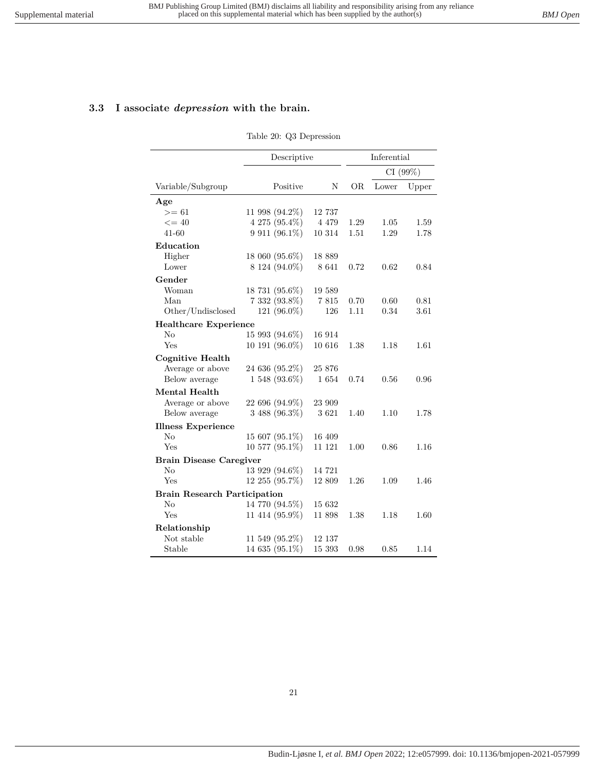### 3.3 I associate *depression* with the brain.

Table 20: Q3 Depression

| | Descriptive | | Inferential | | |
|---|---|---|---|---|---|
| | | | | CI (99%) | |
| Variable/Subgroup | Positive | N | OR | Lower | Upper |
| **Age** | | | | | |
| >= 61 | 11 998 (94.2%) | 12 737 | | | |
| <= 40 | 4 275 (95.4%) | 4 479 | 1.29 | 1.05 | 1.59 |
| 41-60 | 9 911 (96.1%) | 10 314 | 1.51 | 1.29 | 1.78 |
| **Education** | | | | | |
| Higher | 18 060 (95.6%) | 18 889 | | | |
| Lower | 8 124 (94.0%) | 8 641 | 0.72 | 0.62 | 0.84 |
| **Gender** | | | | | |
| Woman | 18 731 (95.6%) | 19 589 | | | |
| Man | 7 332 (93.8%) | 7 815 | 0.70 | 0.60 | 0.81 |
| Other/Undisclosed | 121 (96.0%) | 126 | 1.11 | 0.34 | 3.61 |
| **Healthcare Experience** | | | | | |
| No | 15 993 (94.6%) | 16 914 | | | |
| Yes | 10 191 (96.0%) | 10 616 | 1.38 | 1.18 | 1.61 |
| **Cognitive Health** | | | | | |
| Average or above | 24 636 (95.2%) | 25 876 | | | |
| Below average | 1 548 (93.6%) | 1 654 | 0.74 | 0.56 | 0.96 |
| **Mental Health** | | | | | |
| Average or above | 22 696 (94.9%) | 23 909 | | | |
| Below average | 3 488 (96.3%) | 3 621 | 1.40 | 1.10 | 1.78 |
| **Illness Experience** | | | | | |
| No | 15 607 (95.1%) | 16 409 | | | |
| Yes | 10 577 (95.1%) | 11 121 | 1.00 | 0.86 | 1.16 |
| **Brain Disease Caregiver** | | | | | |
| No | 13 929 (94.6%) | 14 721 | | | |
| Yes | 12 255 (95.7%) | 12 809 | 1.26 | 1.09 | 1.46 |
| **Brain Research Participation** | | | | | |
| No | 14 770 (94.5%) | 15 632 | | | |
| Yes | 11 414 (95.9%) | 11 898 | 1.38 | 1.18 | 1.60 |
| **Relationship** | | | | | |
| Not stable | 11 549 (95.2%) | 12 137 | | | |
| Stable | 14 635 (95.1%) | 15 393 | 0.98 | 0.85 | 1.14 |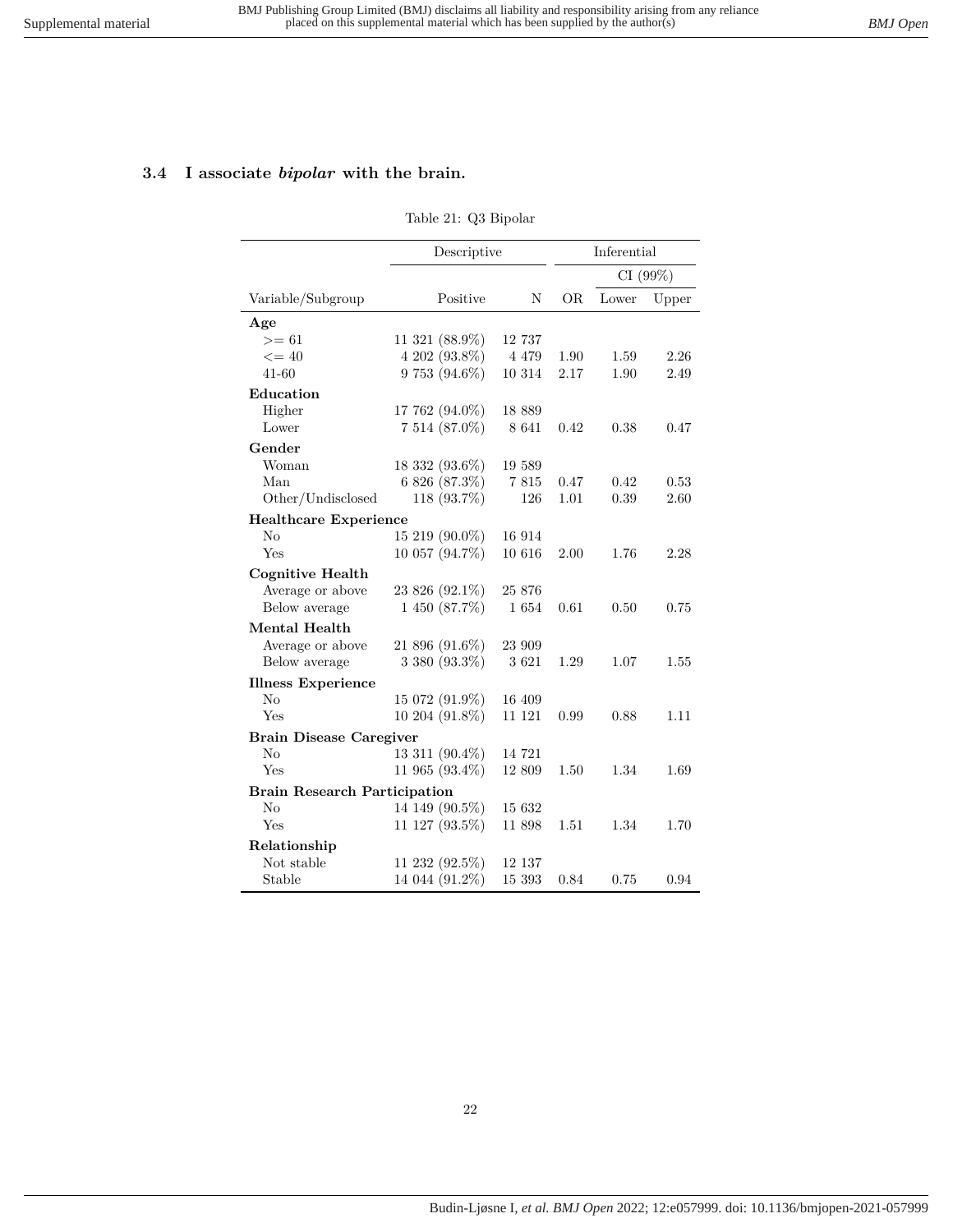### 3.4 I associate *bipolar* with the brain.

Table 21: Q3 Bipolar

| | Descriptive | | Inferential | | |
|---|---|---|---|---|---|
| | | | | CI (99%) | |
| Variable/Subgroup | Positive | N | OR | Lower | Upper |
| **Age** | | | | | |
| >= 61 | 11 321 (88.9%) | 12 737 | | | |
| <= 40 | 4 202 (93.8%) | 4 479 | 1.90 | 1.59 | 2.26 |
| 41-60 | 9 753 (94.6%) | 10 314 | 2.17 | 1.90 | 2.49 |
| **Education** | | | | | |
| Higher | 17 762 (94.0%) | 18 889 | | | |
| Lower | 7 514 (87.0%) | 8 641 | 0.42 | 0.38 | 0.47 |
| **Gender** | | | | | |
| Woman | 18 332 (93.6%) | 19 589 | | | |
| Man | 6 826 (87.3%) | 7 815 | 0.47 | 0.42 | 0.53 |
| Other/Undisclosed | 118 (93.7%) | 126 | 1.01 | 0.39 | 2.60 |
| **Healthcare Experience** | | | | | |
| No | 15 219 (90.0%) | 16 914 | | | |
| Yes | 10 057 (94.7%) | 10 616 | 2.00 | 1.76 | 2.28 |
| **Cognitive Health** | | | | | |
| Average or above | 23 826 (92.1%) | 25 876 | | | |
| Below average | 1 450 (87.7%) | 1 654 | 0.61 | 0.50 | 0.75 |
| **Mental Health** | | | | | |
| Average or above | 21 896 (91.6%) | 23 909 | | | |
| Below average | 3 380 (93.3%) | 3 621 | 1.29 | 1.07 | 1.55 |
| **Illness Experience** | | | | | |
| No | 15 072 (91.9%) | 16 409 | | | |
| Yes | 10 204 (91.8%) | 11 121 | 0.99 | 0.88 | 1.11 |
| **Brain Disease Caregiver** | | | | | |
| No | 13 311 (90.4%) | 14 721 | | | |
| Yes | 11 965 (93.4%) | 12 809 | 1.50 | 1.34 | 1.69 |
| **Brain Research Participation** | | | | | |
| No | 14 149 (90.5%) | 15 632 | | | |
| Yes | 11 127 (93.5%) | 11 898 | 1.51 | 1.34 | 1.70 |
| **Relationship** | | | | | |
| Not stable | 11 232 (92.5%) | 12 137 | | | |
| Stable | 14 044 (91.2%) | 15 393 | 0.84 | 0.75 | 0.94 |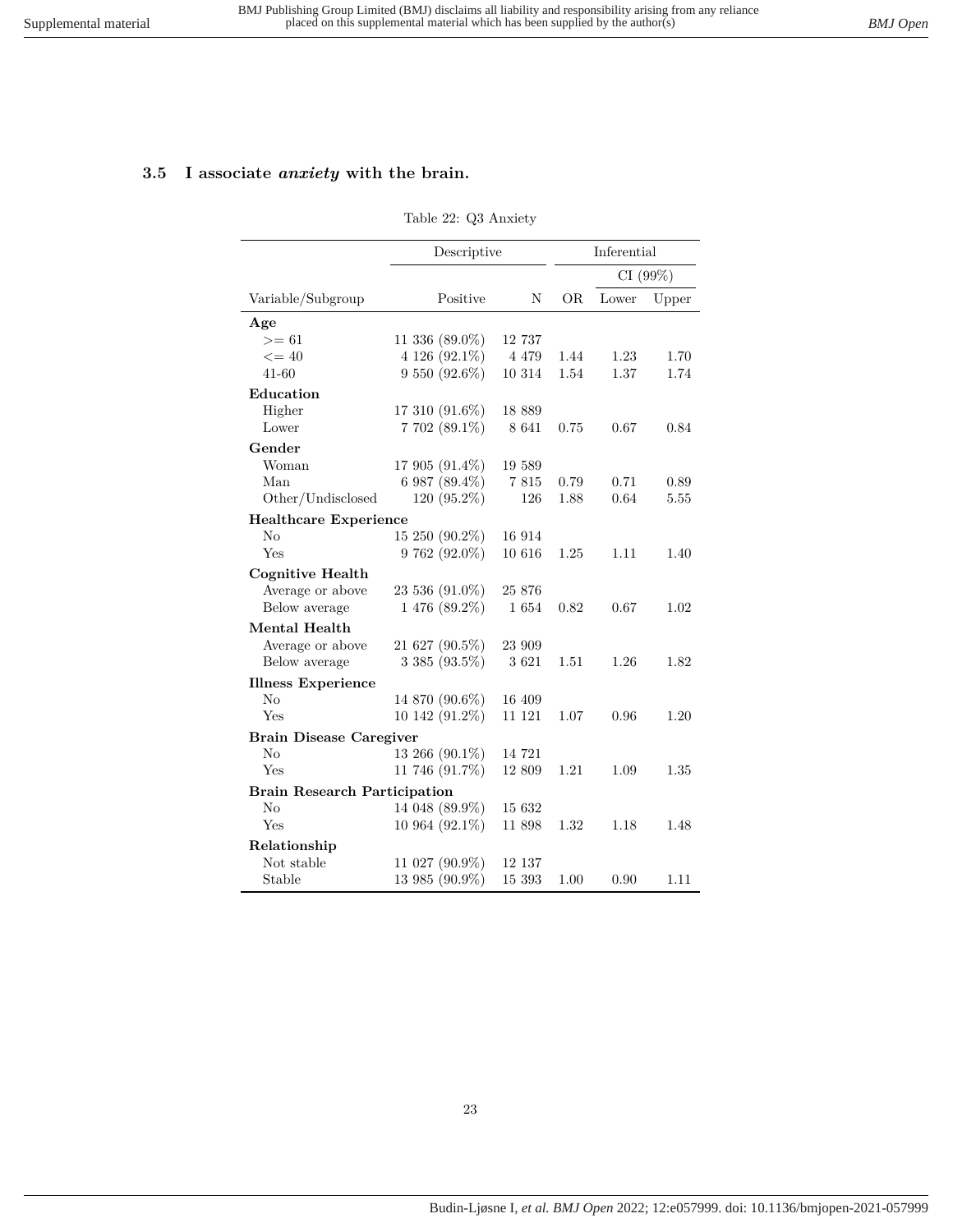### 3.5 I associate *anxiety* with the brain.

Table 22: Q3 Anxiety

| | Descriptive | | Inferential | | |
|---|---|---|---|---|---|
| | | | | CI (99%) | |
| Variable/Subgroup | Positive | N | OR | Lower | Upper |
| **Age** | | | | | |
| >= 61 | 11 336 (89.0%) | 12 737 | | | |
| <= 40 | 4 126 (92.1%) | 4 479 | 1.44 | 1.23 | 1.70 |
| 41-60 | 9 550 (92.6%) | 10 314 | 1.54 | 1.37 | 1.74 |
| **Education** | | | | | |
| Higher | 17 310 (91.6%) | 18 889 | | | |
| Lower | 7 702 (89.1%) | 8 641 | 0.75 | 0.67 | 0.84 |
| **Gender** | | | | | |
| Woman | 17 905 (91.4%) | 19 589 | | | |
| Man | 6 987 (89.4%) | 7 815 | 0.79 | 0.71 | 0.89 |
| Other/Undisclosed | 120 (95.2%) | 126 | 1.88 | 0.64 | 5.55 |
| **Healthcare Experience** | | | | | |
| No | 15 250 (90.2%) | 16 914 | | | |
| Yes | 9 762 (92.0%) | 10 616 | 1.25 | 1.11 | 1.40 |
| **Cognitive Health** | | | | | |
| Average or above | 23 536 (91.0%) | 25 876 | | | |
| Below average | 1 476 (89.2%) | 1 654 | 0.82 | 0.67 | 1.02 |
| **Mental Health** | | | | | |
| Average or above | 21 627 (90.5%) | 23 909 | | | |
| Below average | 3 385 (93.5%) | 3 621 | 1.51 | 1.26 | 1.82 |
| **Illness Experience** | | | | | |
| No | 14 870 (90.6%) | 16 409 | | | |
| Yes | 10 142 (91.2%) | 11 121 | 1.07 | 0.96 | 1.20 |
| **Brain Disease Caregiver** | | | | | |
| No | 13 266 (90.1%) | 14 721 | | | |
| Yes | 11 746 (91.7%) | 12 809 | 1.21 | 1.09 | 1.35 |
| **Brain Research Participation** | | | | | |
| No | 14 048 (89.9%) | 15 632 | | | |
| Yes | 10 964 (92.1%) | 11 898 | 1.32 | 1.18 | 1.48 |
| **Relationship** | | | | | |
| Not stable | 11 027 (90.9%) | 12 137 | | | |
| Stable | 13 985 (90.9%) | 15 393 | 1.00 | 0.90 | 1.11 |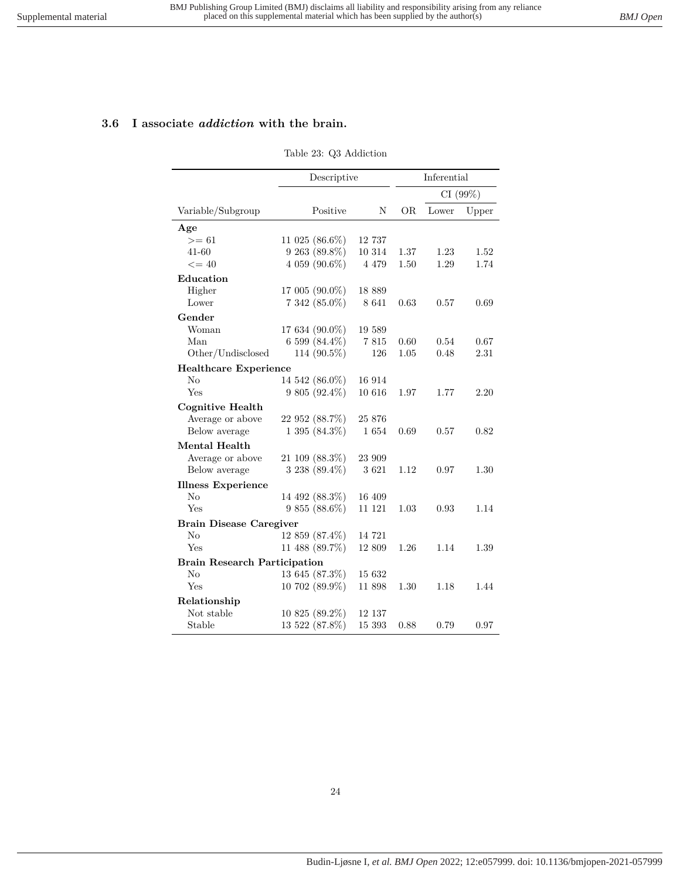### 3.6 I associate *addiction* with the brain.

Table 23: Q3 Addiction

| | Descriptive | | Inferential | | |
|---|---|---|---|---|---|
| | | | | CI (99%) | |
| Variable/Subgroup | Positive | N | OR | Lower | Upper |
| **Age** | | | | | |
| >= 61 | 11 025 (86.6%) | 12 737 | | | |
| 41-60 | 9 263 (89.8%) | 10 314 | 1.37 | 1.23 | 1.52 |
| <= 40 | 4 059 (90.6%) | 4 479 | 1.50 | 1.29 | 1.74 |
| **Education** | | | | | |
| Higher | 17 005 (90.0%) | 18 889 | | | |
| Lower | 7 342 (85.0%) | 8 641 | 0.63 | 0.57 | 0.69 |
| **Gender** | | | | | |
| Woman | 17 634 (90.0%) | 19 589 | | | |
| Man | 6 599 (84.4%) | 7 815 | 0.60 | 0.54 | 0.67 |
| Other/Undisclosed | 114 (90.5%) | 126 | 1.05 | 0.48 | 2.31 |
| **Healthcare Experience** | | | | | |
| No | 14 542 (86.0%) | 16 914 | | | |
| Yes | 9 805 (92.4%) | 10 616 | 1.97 | 1.77 | 2.20 |
| **Cognitive Health** | | | | | |
| Average or above | 22 952 (88.7%) | 25 876 | | | |
| Below average | 1 395 (84.3%) | 1 654 | 0.69 | 0.57 | 0.82 |
| **Mental Health** | | | | | |
| Average or above | 21 109 (88.3%) | 23 909 | | | |
| Below average | 3 238 (89.4%) | 3 621 | 1.12 | 0.97 | 1.30 |
| **Illness Experience** | | | | | |
| No | 14 492 (88.3%) | 16 409 | | | |
| Yes | 9 855 (88.6%) | 11 121 | 1.03 | 0.93 | 1.14 |
| **Brain Disease Caregiver** | | | | | |
| No | 12 859 (87.4%) | 14 721 | | | |
| Yes | 11 488 (89.7%) | 12 809 | 1.26 | 1.14 | 1.39 |
| **Brain Research Participation** | | | | | |
| No | 13 645 (87.3%) | 15 632 | | | |
| Yes | 10 702 (89.9%) | 11 898 | 1.30 | 1.18 | 1.44 |
| **Relationship** | | | | | |
| Not stable | 10 825 (89.2%) | 12 137 | | | |
| Stable | 13 522 (87.8%) | 15 393 | 0.88 | 0.79 | 0.97 |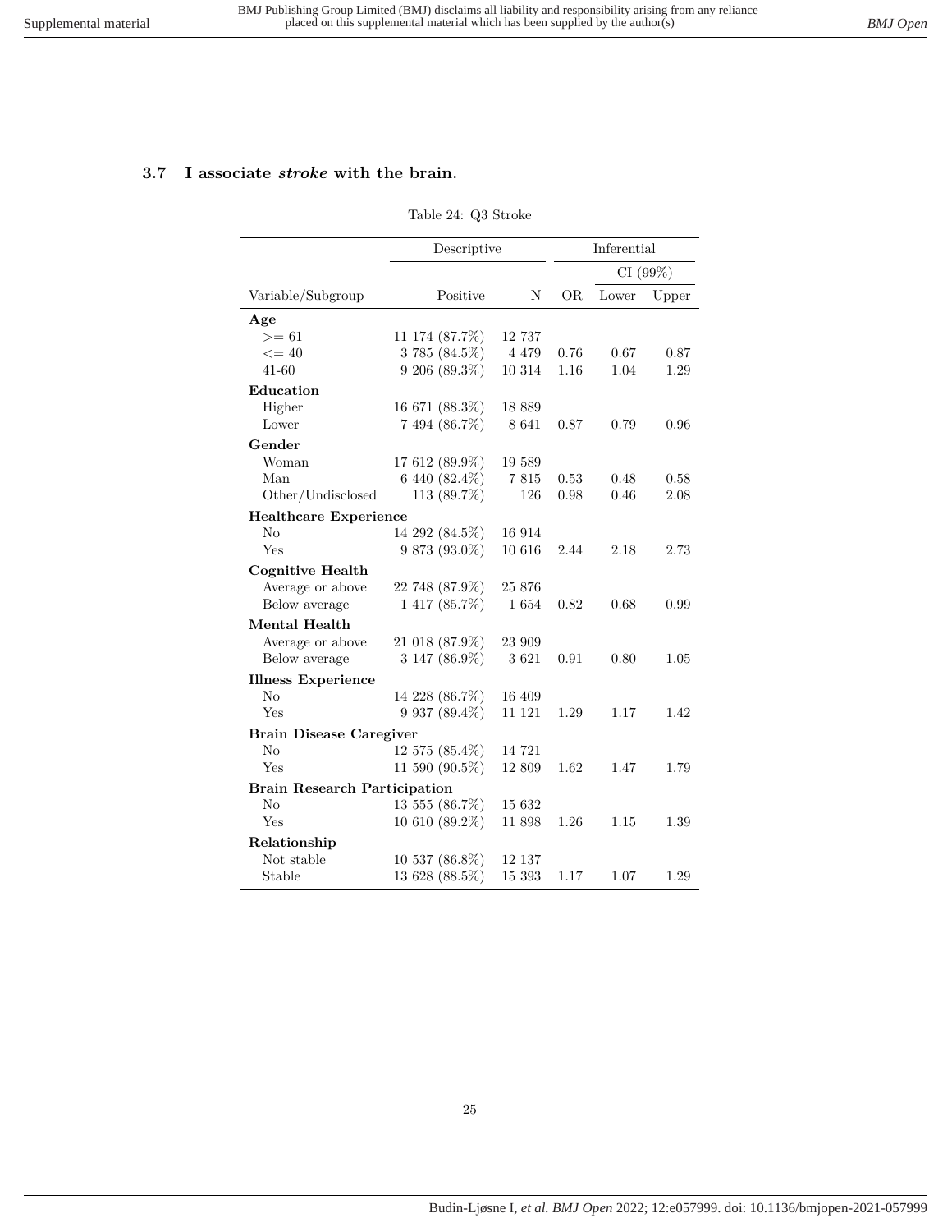### 3.7 I associate *stroke* with the brain.

Table 24: Q3 Stroke

| | Descriptive | | Inferential | | |
|---|---|---|---|---|---|
| | | | | CI (99%) | |
| Variable/Subgroup | Positive | N | OR | Lower | Upper |
| **Age** | | | | | |
| >= 61 | 11 174 (87.7%) | 12 737 | | | |
| <= 40 | 3 785 (84.5%) | 4 479 | 0.76 | 0.67 | 0.87 |
| 41-60 | 9 206 (89.3%) | 10 314 | 1.16 | 1.04 | 1.29 |
| **Education** | | | | | |
| Higher | 16 671 (88.3%) | 18 889 | | | |
| Lower | 7 494 (86.7%) | 8 641 | 0.87 | 0.79 | 0.96 |
| **Gender** | | | | | |
| Woman | 17 612 (89.9%) | 19 589 | | | |
| Man | 6 440 (82.4%) | 7 815 | 0.53 | 0.48 | 0.58 |
| Other/Undisclosed | 113 (89.7%) | 126 | 0.98 | 0.46 | 2.08 |
| **Healthcare Experience** | | | | | |
| No | 14 292 (84.5%) | 16 914 | | | |
| Yes | 9 873 (93.0%) | 10 616 | 2.44 | 2.18 | 2.73 |
| **Cognitive Health** | | | | | |
| Average or above | 22 748 (87.9%) | 25 876 | | | |
| Below average | 1 417 (85.7%) | 1 654 | 0.82 | 0.68 | 0.99 |
| **Mental Health** | | | | | |
| Average or above | 21 018 (87.9%) | 23 909 | | | |
| Below average | 3 147 (86.9%) | 3 621 | 0.91 | 0.80 | 1.05 |
| **Illness Experience** | | | | | |
| No | 14 228 (86.7%) | 16 409 | | | |
| Yes | 9 937 (89.4%) | 11 121 | 1.29 | 1.17 | 1.42 |
| **Brain Disease Caregiver** | | | | | |
| No | 12 575 (85.4%) | 14 721 | | | |
| Yes | 11 590 (90.5%) | 12 809 | 1.62 | 1.47 | 1.79 |
| **Brain Research Participation** | | | | | |
| No | 13 555 (86.7%) | 15 632 | | | |
| Yes | 10 610 (89.2%) | 11 898 | 1.26 | 1.15 | 1.39 |
| **Relationship** | | | | | |
| Not stable | 10 537 (86.8%) | 12 137 | | | |
| Stable | 13 628 (88.5%) | 15 393 | 1.17 | 1.07 | 1.29 |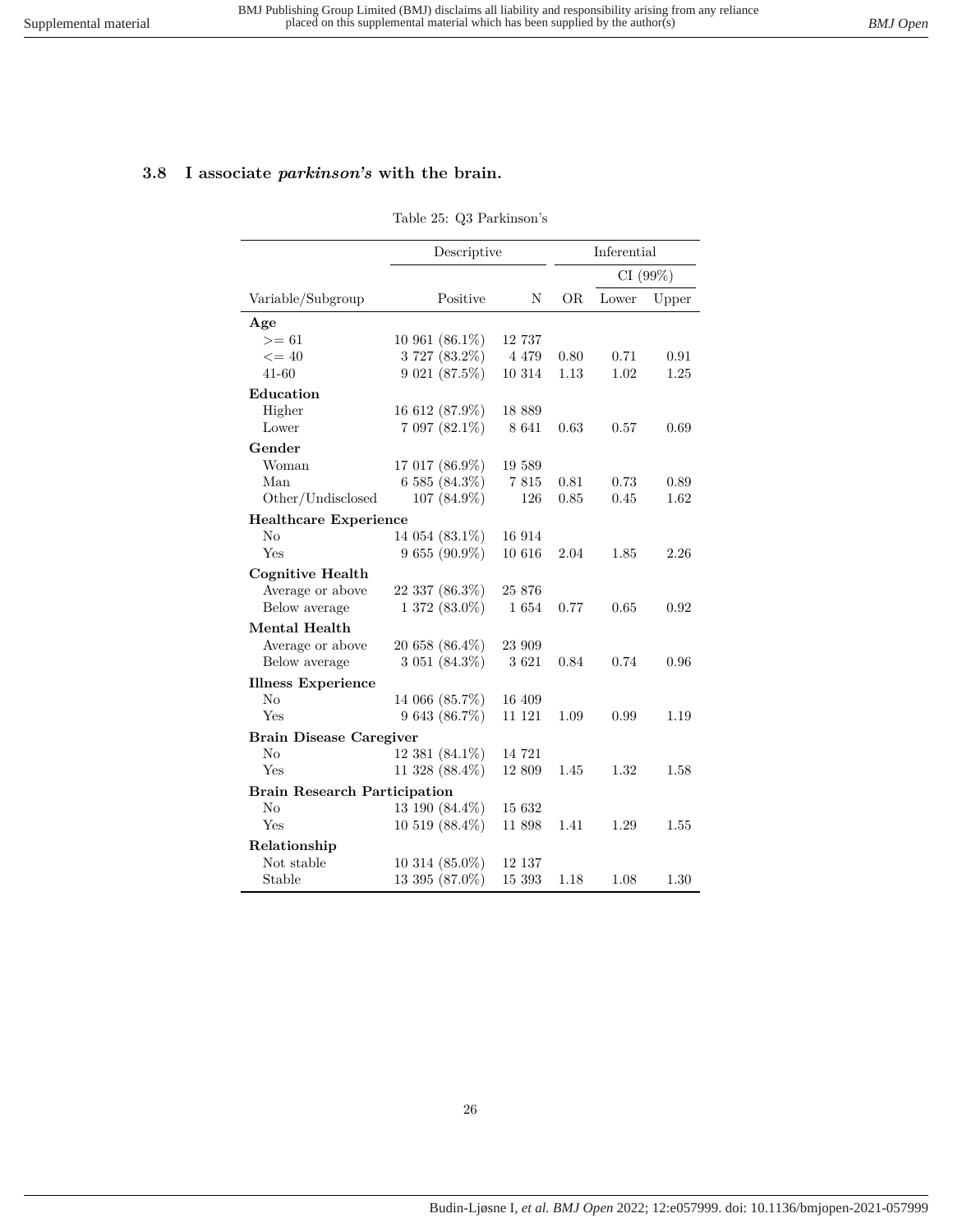### 3.8 I associate *parkinson's* with the brain.

Table 25: Q3 Parkinson's

| | Descriptive | | Inferential | | |
|---|---|---|---|---|---|
| | | | | CI (99%) | |
| Variable/Subgroup | Positive | N | OR | Lower | Upper |
| **Age** | | | | | |
| >= 61 | 10 961 (86.1%) | 12 737 | | | |
| <= 40 | 3 727 (83.2%) | 4 479 | 0.80 | 0.71 | 0.91 |
| 41-60 | 9 021 (87.5%) | 10 314 | 1.13 | 1.02 | 1.25 |
| **Education** | | | | | |
| Higher | 16 612 (87.9%) | 18 889 | | | |
| Lower | 7 097 (82.1%) | 8 641 | 0.63 | 0.57 | 0.69 |
| **Gender** | | | | | |
| Woman | 17 017 (86.9%) | 19 589 | | | |
| Man | 6 585 (84.3%) | 7 815 | 0.81 | 0.73 | 0.89 |
| Other/Undisclosed | 107 (84.9%) | 126 | 0.85 | 0.45 | 1.62 |
| **Healthcare Experience** | | | | | |
| No | 14 054 (83.1%) | 16 914 | | | |
| Yes | 9 655 (90.9%) | 10 616 | 2.04 | 1.85 | 2.26 |
| **Cognitive Health** | | | | | |
| Average or above | 22 337 (86.3%) | 25 876 | | | |
| Below average | 1 372 (83.0%) | 1 654 | 0.77 | 0.65 | 0.92 |
| **Mental Health** | | | | | |
| Average or above | 20 658 (86.4%) | 23 909 | | | |
| Below average | 3 051 (84.3%) | 3 621 | 0.84 | 0.74 | 0.96 |
| **Illness Experience** | | | | | |
| No | 14 066 (85.7%) | 16 409 | | | |
| Yes | 9 643 (86.7%) | 11 121 | 1.09 | 0.99 | 1.19 |
| **Brain Disease Caregiver** | | | | | |
| No | 12 381 (84.1%) | 14 721 | | | |
| Yes | 11 328 (88.4%) | 12 809 | 1.45 | 1.32 | 1.58 |
| **Brain Research Participation** | | | | | |
| No | 13 190 (84.4%) | 15 632 | | | |
| Yes | 10 519 (88.4%) | 11 898 | 1.41 | 1.29 | 1.55 |
| **Relationship** | | | | | |
| Not stable | 10 314 (85.0%) | 12 137 | | | |
| Stable | 13 395 (87.0%) | 15 393 | 1.18 | 1.08 | 1.30 |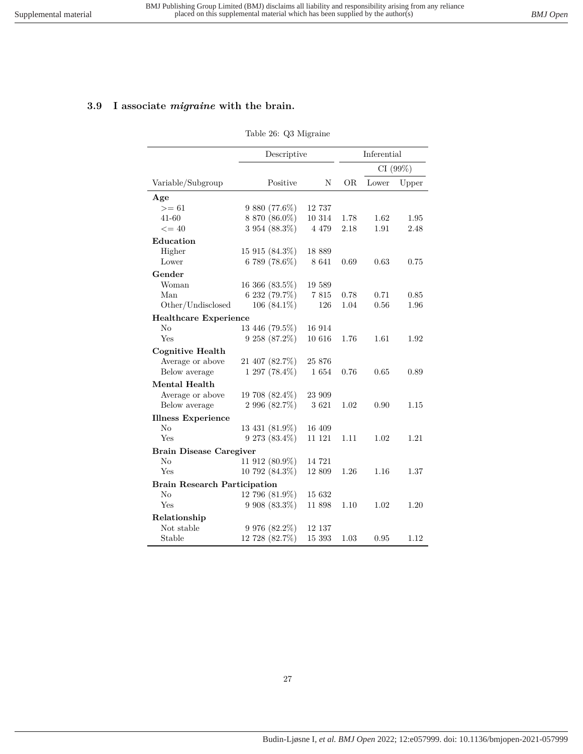### 3.9 I associate *migraine* with the brain.

Table 26: Q3 Migraine

| | Descriptive | | Inferential | | |
|---|---|---|---|---|---|
| | | | | CI (99%) | |
| Variable/Subgroup | Positive | N | OR | Lower | Upper |
| **Age** | | | | | |
| >= 61 | 9 880 (77.6%) | 12 737 | | | |
| 41-60 | 8 870 (86.0%) | 10 314 | 1.78 | 1.62 | 1.95 |
| <= 40 | 3 954 (88.3%) | 4 479 | 2.18 | 1.91 | 2.48 |
| **Education** | | | | | |
| Higher | 15 915 (84.3%) | 18 889 | | | |
| Lower | 6 789 (78.6%) | 8 641 | 0.69 | 0.63 | 0.75 |
| **Gender** | | | | | |
| Woman | 16 366 (83.5%) | 19 589 | | | |
| Man | 6 232 (79.7%) | 7 815 | 0.78 | 0.71 | 0.85 |
| Other/Undisclosed | 106 (84.1%) | 126 | 1.04 | 0.56 | 1.96 |
| **Healthcare Experience** | | | | | |
| No | 13 446 (79.5%) | 16 914 | | | |
| Yes | 9 258 (87.2%) | 10 616 | 1.76 | 1.61 | 1.92 |
| **Cognitive Health** | | | | | |
| Average or above | 21 407 (82.7%) | 25 876 | | | |
| Below average | 1 297 (78.4%) | 1 654 | 0.76 | 0.65 | 0.89 |
| **Mental Health** | | | | | |
| Average or above | 19 708 (82.4%) | 23 909 | | | |
| Below average | 2 996 (82.7%) | 3 621 | 1.02 | 0.90 | 1.15 |
| **Illness Experience** | | | | | |
| No | 13 431 (81.9%) | 16 409 | | | |
| Yes | 9 273 (83.4%) | 11 121 | 1.11 | 1.02 | 1.21 |
| **Brain Disease Caregiver** | | | | | |
| No | 11 912 (80.9%) | 14 721 | | | |
| Yes | 10 792 (84.3%) | 12 809 | 1.26 | 1.16 | 1.37 |
| **Brain Research Participation** | | | | | |
| No | 12 796 (81.9%) | 15 632 | | | |
| Yes | 9 908 (83.3%) | 11 898 | 1.10 | 1.02 | 1.20 |
| **Relationship** | | | | | |
| Not stable | 9 976 (82.2%) | 12 137 | | | |
| Stable | 12 728 (82.7%) | 15 393 | 1.03 | 0.95 | 1.12 |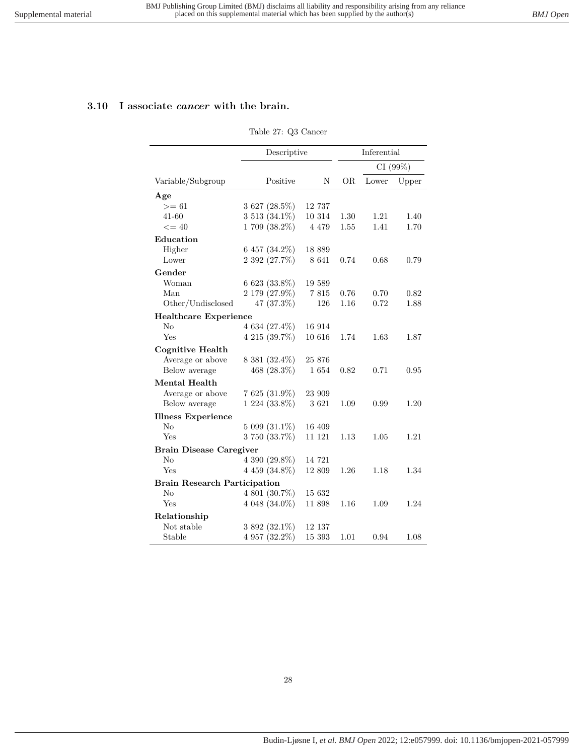## 3.10 I associate *cancer* with the brain.

Table 27: Q3 Cancer

| | Descriptive | | Inferential | | |
|---|---|---|---|---|---|
| | | | | CI (99%) | |
| Variable/Subgroup | Positive | N | OR | Lower | Upper |
| **Age** | | | | | |
| >= 61 | 3 627 (28.5%) | 12 737 | | | |
| 41-60 | 3 513 (34.1%) | 10 314 | 1.30 | 1.21 | 1.40 |
| <= 40 | 1 709 (38.2%) | 4 479 | 1.55 | 1.41 | 1.70 |
| **Education** | | | | | |
| Higher | 6 457 (34.2%) | 18 889 | | | |
| Lower | 2 392 (27.7%) | 8 641 | 0.74 | 0.68 | 0.79 |
| **Gender** | | | | | |
| Woman | 6 623 (33.8%) | 19 589 | | | |
| Man | 2 179 (27.9%) | 7 815 | 0.76 | 0.70 | 0.82 |
| Other/Undisclosed | 47 (37.3%) | 126 | 1.16 | 0.72 | 1.88 |
| **Healthcare Experience** | | | | | |
| No | 4 634 (27.4%) | 16 914 | | | |
| Yes | 4 215 (39.7%) | 10 616 | 1.74 | 1.63 | 1.87 |
| **Cognitive Health** | | | | | |
| Average or above | 8 381 (32.4%) | 25 876 | | | |
| Below average | 468 (28.3%) | 1 654 | 0.82 | 0.71 | 0.95 |
| **Mental Health** | | | | | |
| Average or above | 7 625 (31.9%) | 23 909 | | | |
| Below average | 1 224 (33.8%) | 3 621 | 1.09 | 0.99 | 1.20 |
| **Illness Experience** | | | | | |
| No | 5 099 (31.1%) | 16 409 | | | |
| Yes | 3 750 (33.7%) | 11 121 | 1.13 | 1.05 | 1.21 |
| **Brain Disease Caregiver** | | | | | |
| No | 4 390 (29.8%) | 14 721 | | | |
| Yes | 4 459 (34.8%) | 12 809 | 1.26 | 1.18 | 1.34 |
| **Brain Research Participation** | | | | | |
| No | 4 801 (30.7%) | 15 632 | | | |
| Yes | 4 048 (34.0%) | 11 898 | 1.16 | 1.09 | 1.24 |
| **Relationship** | | | | | |
| Not stable | 3 892 (32.1%) | 12 137 | | | |
| Stable | 4 957 (32.2%) | 15 393 | 1.01 | 0.94 | 1.08 |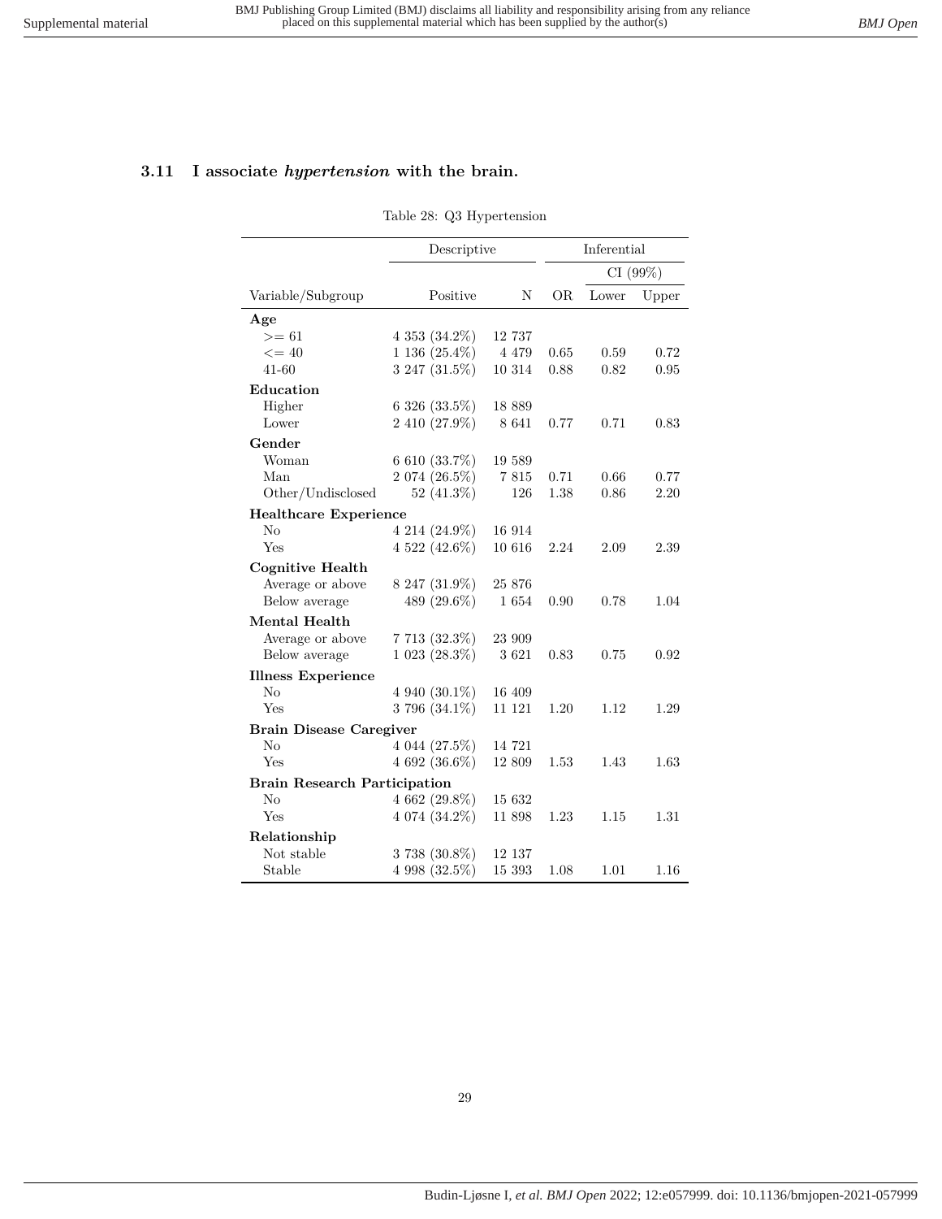### 3.11 I associate *hypertension* with the brain.

Table 28: Q3 Hypertension

| | Descriptive | | Inferential | | |
|---|---|---|---|---|---|
| | | | | CI (99%) | |
| Variable/Subgroup | Positive | N | OR | Lower | Upper |
| **Age** | | | | | |
| >= 61 | 4 353 (34.2%) | 12 737 | | | |
| <= 40 | 1 136 (25.4%) | 4 479 | 0.65 | 0.59 | 0.72 |
| 41-60 | 3 247 (31.5%) | 10 314 | 0.88 | 0.82 | 0.95 |
| **Education** | | | | | |
| Higher | 6 326 (33.5%) | 18 889 | | | |
| Lower | 2 410 (27.9%) | 8 641 | 0.77 | 0.71 | 0.83 |
| **Gender** | | | | | |
| Woman | 6 610 (33.7%) | 19 589 | | | |
| Man | 2 074 (26.5%) | 7 815 | 0.71 | 0.66 | 0.77 |
| Other/Undisclosed | 52 (41.3%) | 126 | 1.38 | 0.86 | 2.20 |
| **Healthcare Experience** | | | | | |
| No | 4 214 (24.9%) | 16 914 | | | |
| Yes | 4 522 (42.6%) | 10 616 | 2.24 | 2.09 | 2.39 |
| **Cognitive Health** | | | | | |
| Average or above | 8 247 (31.9%) | 25 876 | | | |
| Below average | 489 (29.6%) | 1 654 | 0.90 | 0.78 | 1.04 |
| **Mental Health** | | | | | |
| Average or above | 7 713 (32.3%) | 23 909 | | | |
| Below average | 1 023 (28.3%) | 3 621 | 0.83 | 0.75 | 0.92 |
| **Illness Experience** | | | | | |
| No | 4 940 (30.1%) | 16 409 | | | |
| Yes | 3 796 (34.1%) | 11 121 | 1.20 | 1.12 | 1.29 |
| **Brain Disease Caregiver** | | | | | |
| No | 4 044 (27.5%) | 14 721 | | | |
| Yes | 4 692 (36.6%) | 12 809 | 1.53 | 1.43 | 1.63 |
| **Brain Research Participation** | | | | | |
| No | 4 662 (29.8%) | 15 632 | | | |
| Yes | 4 074 (34.2%) | 11 898 | 1.23 | 1.15 | 1.31 |
| **Relationship** | | | | | |
| Not stable | 3 738 (30.8%) | 12 137 | | | |
| Stable | 4 998 (32.5%) | 15 393 | 1.08 | 1.01 | 1.16 |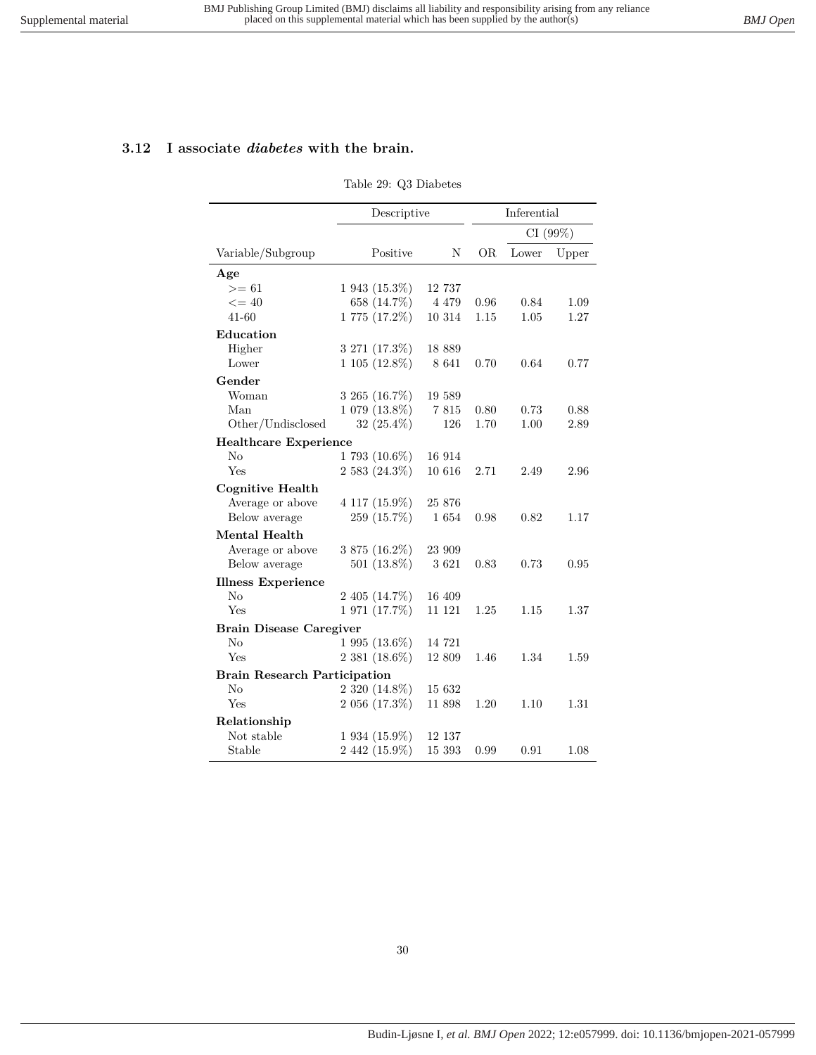### 3.12 I associate *diabetes* with the brain.

Table 29: Q3 Diabetes

| | Descriptive | | Inferential | | |
|---|---|---|---|---|---|
| | | | | CI (99%) | |
| Variable/Subgroup | Positive | N | OR | Lower | Upper |
| **Age** | | | | | |
| >= 61 | 1 943 (15.3%) | 12 737 | | | |
| <= 40 | 658 (14.7%) | 4 479 | 0.96 | 0.84 | 1.09 |
| 41-60 | 1 775 (17.2%) | 10 314 | 1.15 | 1.05 | 1.27 |
| **Education** | | | | | |
| Higher | 3 271 (17.3%) | 18 889 | | | |
| Lower | 1 105 (12.8%) | 8 641 | 0.70 | 0.64 | 0.77 |
| **Gender** | | | | | |
| Woman | 3 265 (16.7%) | 19 589 | | | |
| Man | 1 079 (13.8%) | 7 815 | 0.80 | 0.73 | 0.88 |
| Other/Undisclosed | 32 (25.4%) | 126 | 1.70 | 1.00 | 2.89 |
| **Healthcare Experience** | | | | | |
| No | 1 793 (10.6%) | 16 914 | | | |
| Yes | 2 583 (24.3%) | 10 616 | 2.71 | 2.49 | 2.96 |
| **Cognitive Health** | | | | | |
| Average or above | 4 117 (15.9%) | 25 876 | | | |
| Below average | 259 (15.7%) | 1 654 | 0.98 | 0.82 | 1.17 |
| **Mental Health** | | | | | |
| Average or above | 3 875 (16.2%) | 23 909 | | | |
| Below average | 501 (13.8%) | 3 621 | 0.83 | 0.73 | 0.95 |
| **Illness Experience** | | | | | |
| No | 2 405 (14.7%) | 16 409 | | | |
| Yes | 1 971 (17.7%) | 11 121 | 1.25 | 1.15 | 1.37 |
| **Brain Disease Caregiver** | | | | | |
| No | 1 995 (13.6%) | 14 721 | | | |
| Yes | 2 381 (18.6%) | 12 809 | 1.46 | 1.34 | 1.59 |
| **Brain Research Participation** | | | | | |
| No | 2 320 (14.8%) | 15 632 | | | |
| Yes | 2 056 (17.3%) | 11 898 | 1.20 | 1.10 | 1.31 |
| **Relationship** | | | | | |
| Not stable | 1 934 (15.9%) | 12 137 | | | |
| Stable | 2 442 (15.9%) | 15 393 | 0.99 | 0.91 | 1.08 |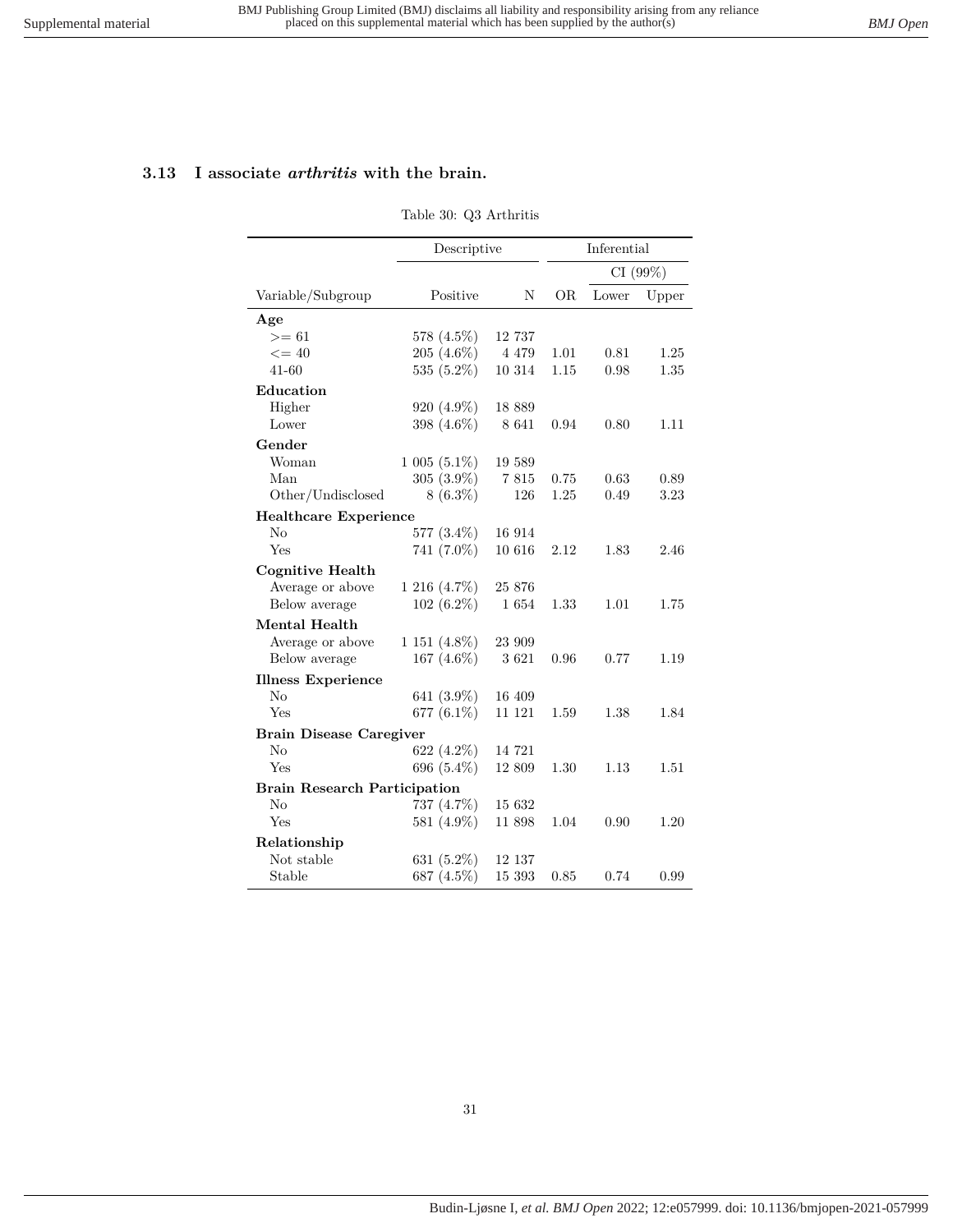### 3.13 I associate *arthritis* with the brain.

Table 30: Q3 Arthritis

| | Descriptive | | Inferential | | |
|---|---|---|---|---|---|
| | | | | CI (99%) | |
| Variable/Subgroup | Positive | N | OR | Lower | Upper |
| **Age** | | | | | |
| >= 61 | 578 (4.5%) | 12 737 | | | |
| <= 40 | 205 (4.6%) | 4 479 | 1.01 | 0.81 | 1.25 |
| 41-60 | 535 (5.2%) | 10 314 | 1.15 | 0.98 | 1.35 |
| **Education** | | | | | |
| Higher | 920 (4.9%) | 18 889 | | | |
| Lower | 398 (4.6%) | 8 641 | 0.94 | 0.80 | 1.11 |
| **Gender** | | | | | |
| Woman | 1 005 (5.1%) | 19 589 | | | |
| Man | 305 (3.9%) | 7 815 | 0.75 | 0.63 | 0.89 |
| Other/Undisclosed | 8 (6.3%) | 126 | 1.25 | 0.49 | 3.23 |
| **Healthcare Experience** | | | | | |
| No | 577 (3.4%) | 16 914 | | | |
| Yes | 741 (7.0%) | 10 616 | 2.12 | 1.83 | 2.46 |
| **Cognitive Health** | | | | | |
| Average or above | 1 216 (4.7%) | 25 876 | | | |
| Below average | 102 (6.2%) | 1 654 | 1.33 | 1.01 | 1.75 |
| **Mental Health** | | | | | |
| Average or above | 1 151 (4.8%) | 23 909 | | | |
| Below average | 167 (4.6%) | 3 621 | 0.96 | 0.77 | 1.19 |
| **Illness Experience** | | | | | |
| No | 641 (3.9%) | 16 409 | | | |
| Yes | 677 (6.1%) | 11 121 | 1.59 | 1.38 | 1.84 |
| **Brain Disease Caregiver** | | | | | |
| No | 622 (4.2%) | 14 721 | | | |
| Yes | 696 (5.4%) | 12 809 | 1.30 | 1.13 | 1.51 |
| **Brain Research Participation** | | | | | |
| No | 737 (4.7%) | 15 632 | | | |
| Yes | 581 (4.9%) | 11 898 | 1.04 | 0.90 | 1.20 |
| **Relationship** | | | | | |
| Not stable | 631 (5.2%) | 12 137 | | | |
| Stable | 687 (4.5%) | 15 393 | 0.85 | 0.74 | 0.99 |